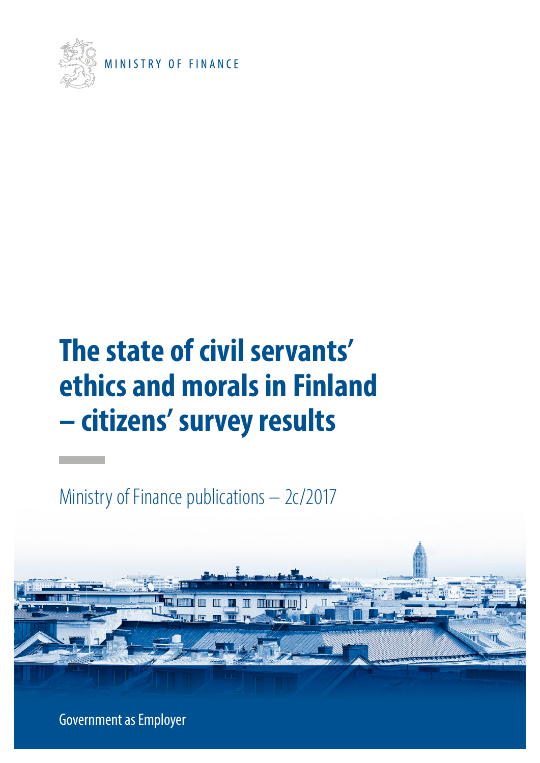MINISTRY OF FINANCE

# The state of civil servants' ethics and morals in Finland – citizens' survey results

Ministry of Finance publications – 2c/2017

Government as Employer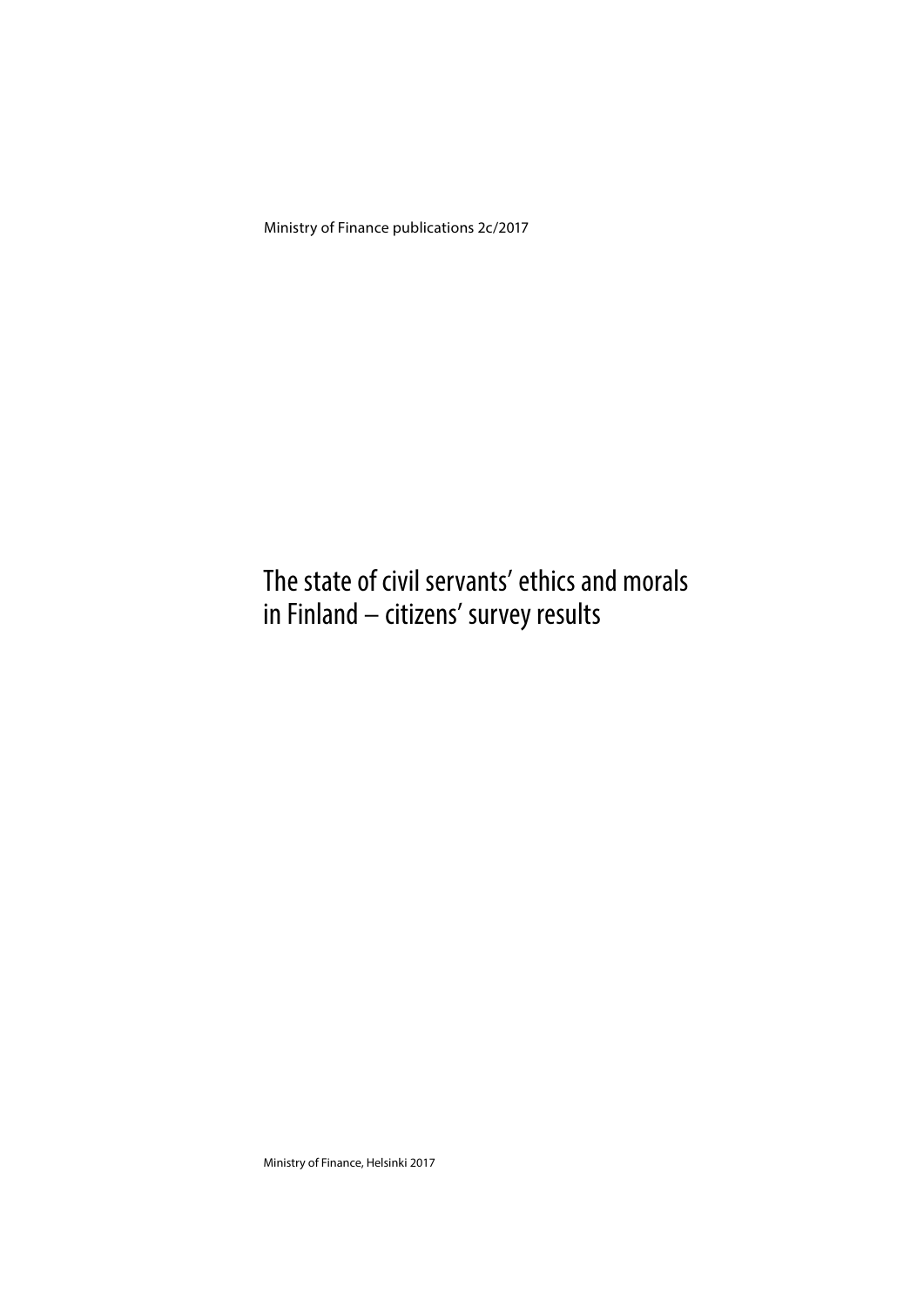Ministry of Finance publications 2c/2017

# The state of civil servants' ethics and morals in Finland – citizens' survey results

Ministry of Finance, Helsinki 2017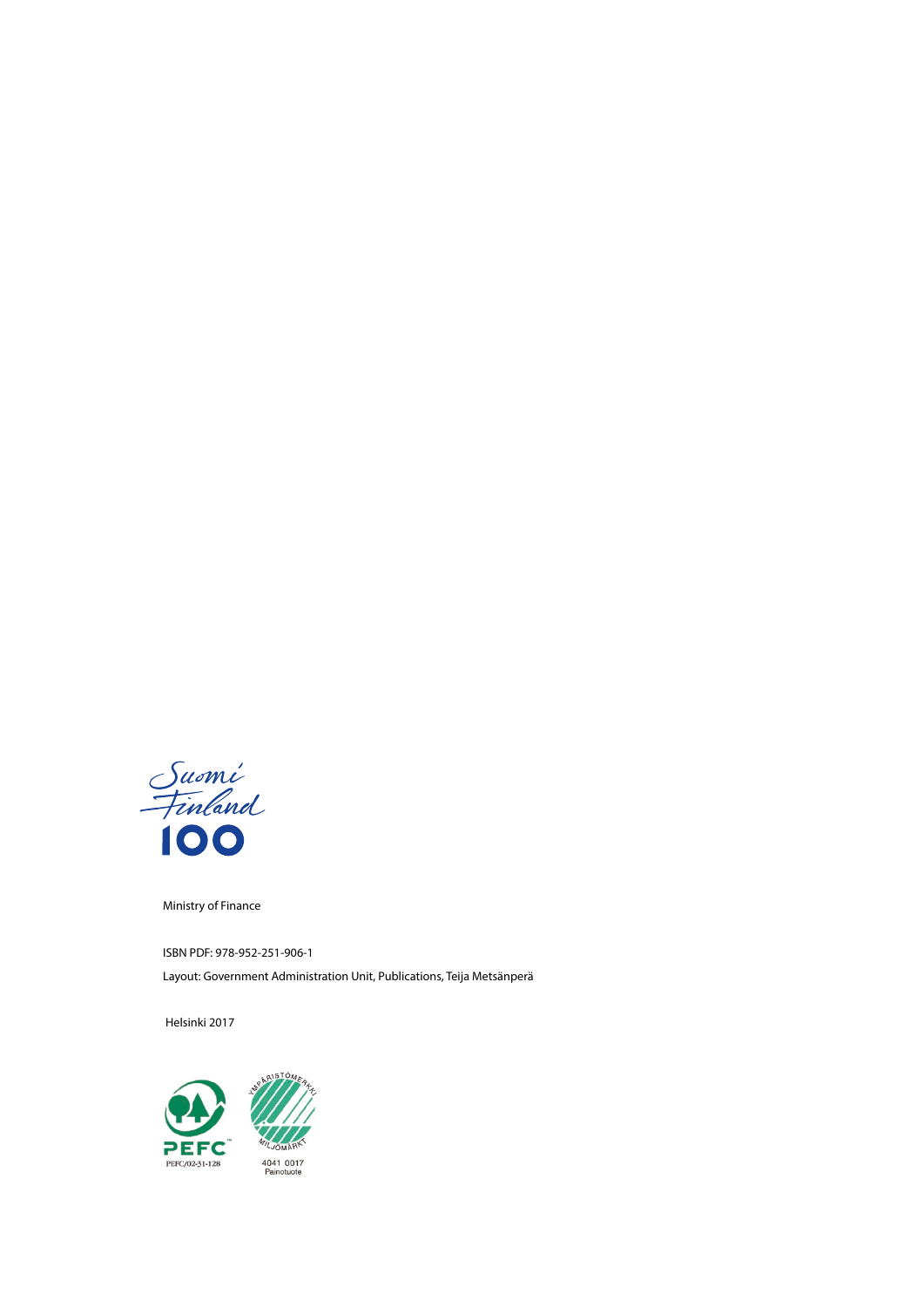Suomi Finland 100

Ministry of Finance

ISBN PDF: 978-952-251-906-1

Layout: Government Administration Unit, Publications, Teija Metsänperä

Helsinki 2017

PEFC

PEFC/02-31-128

YMPÄRISTÖMERKKI MILJÖMÄRKT

4041 0017
Painotuote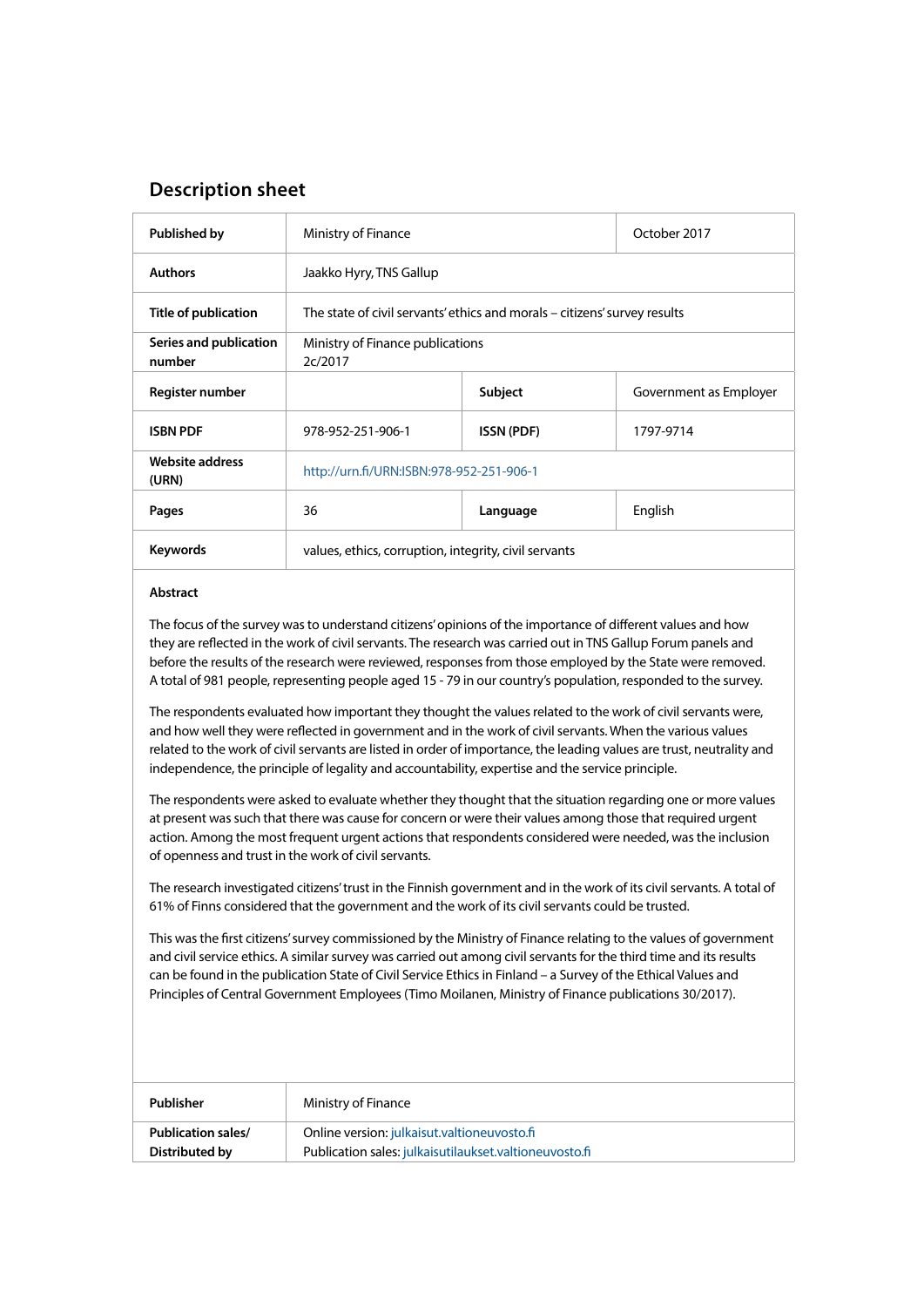## Description sheet

| Published by | Ministry of Finance | | October 2017 |
|---|---|---|---|
| Authors | Jaakko Hyry, TNS Gallup | | |
| Title of publication | The state of civil servants' ethics and morals – citizens' survey results | | |
| Series and publication number | Ministry of Finance publications 2c/2017 | | |
| Register number | | Subject | Government as Employer |
| ISBN PDF | 978-952-251-906-1 | ISSN (PDF) | 1797-9714 |
| Website address (URN) | http://urn.fi/URN:ISBN:978-952-251-906-1 | | |
| Pages | 36 | Language | English |
| Keywords | values, ethics, corruption, integrity, civil servants | | |

**Abstract**

The focus of the survey was to understand citizens' opinions of the importance of different values and how they are reflected in the work of civil servants. The research was carried out in TNS Gallup Forum panels and before the results of the research were reviewed, responses from those employed by the State were removed. A total of 981 people, representing people aged 15 - 79 in our country's population, responded to the survey.

The respondents evaluated how important they thought the values related to the work of civil servants were, and how well they were reflected in government and in the work of civil servants. When the various values related to the work of civil servants are listed in order of importance, the leading values are trust, neutrality and independence, the principle of legality and accountability, expertise and the service principle.

The respondents were asked to evaluate whether they thought that the situation regarding one or more values at present was such that there was cause for concern or were their values among those that required urgent action. Among the most frequent urgent actions that respondents considered were needed, was the inclusion of openness and trust in the work of civil servants.

The research investigated citizens' trust in the Finnish government and in the work of its civil servants. A total of 61% of Finns considered that the government and the work of its civil servants could be trusted.

This was the first citizens' survey commissioned by the Ministry of Finance relating to the values of government and civil service ethics. A similar survey was carried out among civil servants for the third time and its results can be found in the publication State of Civil Service Ethics in Finland – a Survey of the Ethical Values and Principles of Central Government Employees (Timo Moilanen, Ministry of Finance publications 30/2017).

| Publisher | Ministry of Finance |
|---|---|
| Publication sales/ Distributed by | Online version: julkaisut.valtioneuvosto.fi<br>Publication sales: julkaisutilaukset.valtioneuvosto.fi |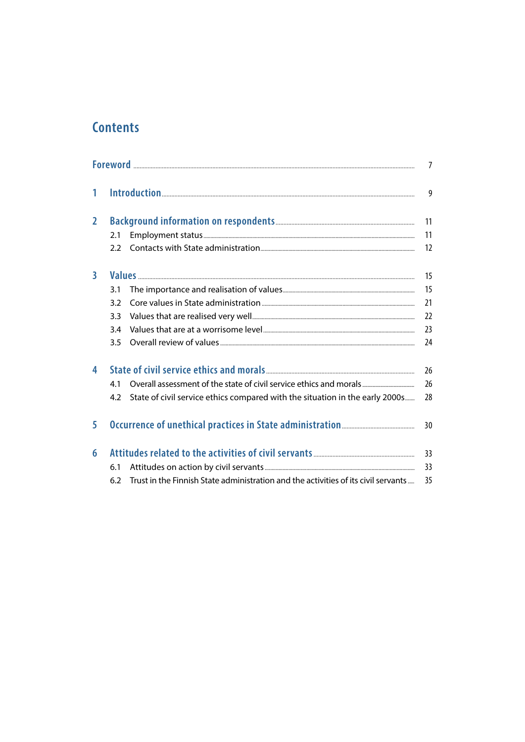# Contents

Foreword ........................................................................ 7

1 Introduction ........................................................................ 9

2 Background information on respondents ........................................................................ 11
- 2.1 Employment status ........................................................................ 11
- 2.2 Contacts with State administration ........................................................................ 12

3 Values ........................................................................ 15
- 3.1 The importance and realisation of values ........................................................................ 15
- 3.2 Core values in State administration ........................................................................ 21
- 3.3 Values that are realised very well ........................................................................ 22
- 3.4 Values that are at a worrisome level ........................................................................ 23
- 3.5 Overall review of values ........................................................................ 24

4 State of civil service ethics and morals ........................................................................ 26
- 4.1 Overall assessment of the state of civil service ethics and morals ........................................................................ 26
- 4.2 State of civil service ethics compared with the situation in the early 2000s ........................................................................ 28

5 Occurrence of unethical practices in State administration ........................................................................ 30

6 Attitudes related to the activities of civil servants ........................................................................ 33
- 6.1 Attitudes on action by civil servants ........................................................................ 33
- 6.2 Trust in the Finnish State administration and the activities of its civil servants ........................................................................ 35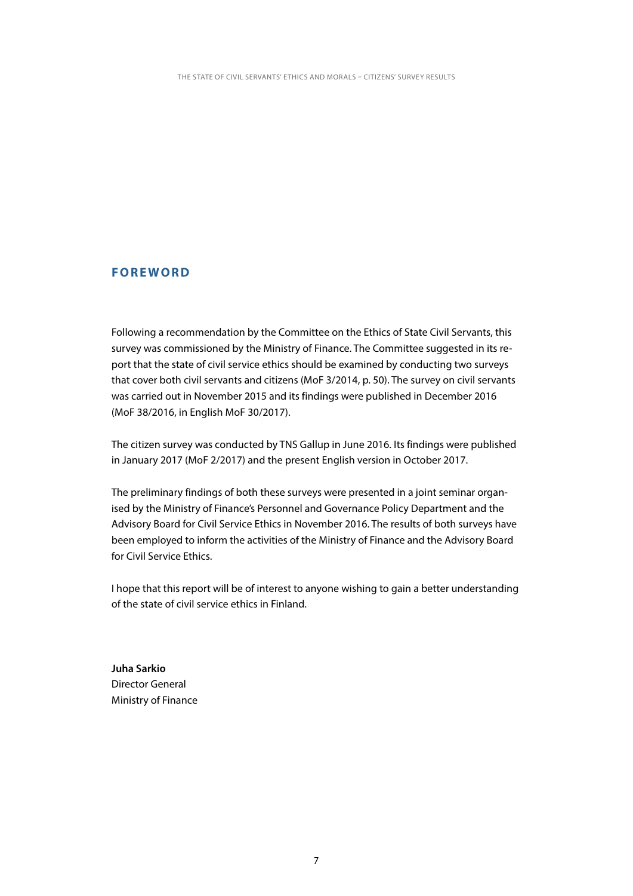## FOREWORD

Following a recommendation by the Committee on the Ethics of State Civil Servants, this survey was commissioned by the Ministry of Finance. The Committee suggested in its report that the state of civil service ethics should be examined by conducting two surveys that cover both civil servants and citizens (MoF 3/2014, p. 50). The survey on civil servants was carried out in November 2015 and its findings were published in December 2016 (MoF 38/2016, in English MoF 30/2017).

The citizen survey was conducted by TNS Gallup in June 2016. Its findings were published in January 2017 (MoF 2/2017) and the present English version in October 2017.

The preliminary findings of both these surveys were presented in a joint seminar organised by the Ministry of Finance's Personnel and Governance Policy Department and the Advisory Board for Civil Service Ethics in November 2016. The results of both surveys have been employed to inform the activities of the Ministry of Finance and the Advisory Board for Civil Service Ethics.

I hope that this report will be of interest to anyone wishing to gain a better understanding of the state of civil service ethics in Finland.

**Juha Sarkio**
Director General
Ministry of Finance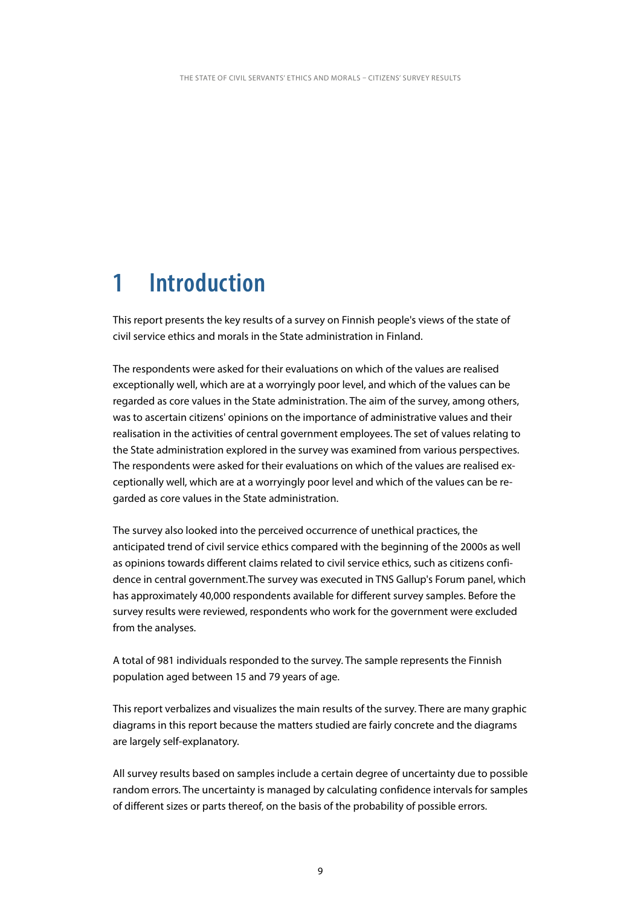# 1 Introduction

This report presents the key results of a survey on Finnish people's views of the state of civil service ethics and morals in the State administration in Finland.

The respondents were asked for their evaluations on which of the values are realised exceptionally well, which are at a worryingly poor level, and which of the values can be regarded as core values in the State administration. The aim of the survey, among others, was to ascertain citizens' opinions on the importance of administrative values and their realisation in the activities of central government employees. The set of values relating to the State administration explored in the survey was examined from various perspectives. The respondents were asked for their evaluations on which of the values are realised exceptionally well, which are at a worryingly poor level and which of the values can be regarded as core values in the State administration.

The survey also looked into the perceived occurrence of unethical practices, the anticipated trend of civil service ethics compared with the beginning of the 2000s as well as opinions towards different claims related to civil service ethics, such as citizens confidence in central government.The survey was executed in TNS Gallup's Forum panel, which has approximately 40,000 respondents available for different survey samples. Before the survey results were reviewed, respondents who work for the government were excluded from the analyses.

A total of 981 individuals responded to the survey. The sample represents the Finnish population aged between 15 and 79 years of age.

This report verbalizes and visualizes the main results of the survey. There are many graphic diagrams in this report because the matters studied are fairly concrete and the diagrams are largely self-explanatory.

All survey results based on samples include a certain degree of uncertainty due to possible random errors. The uncertainty is managed by calculating confidence intervals for samples of different sizes or parts thereof, on the basis of the probability of possible errors.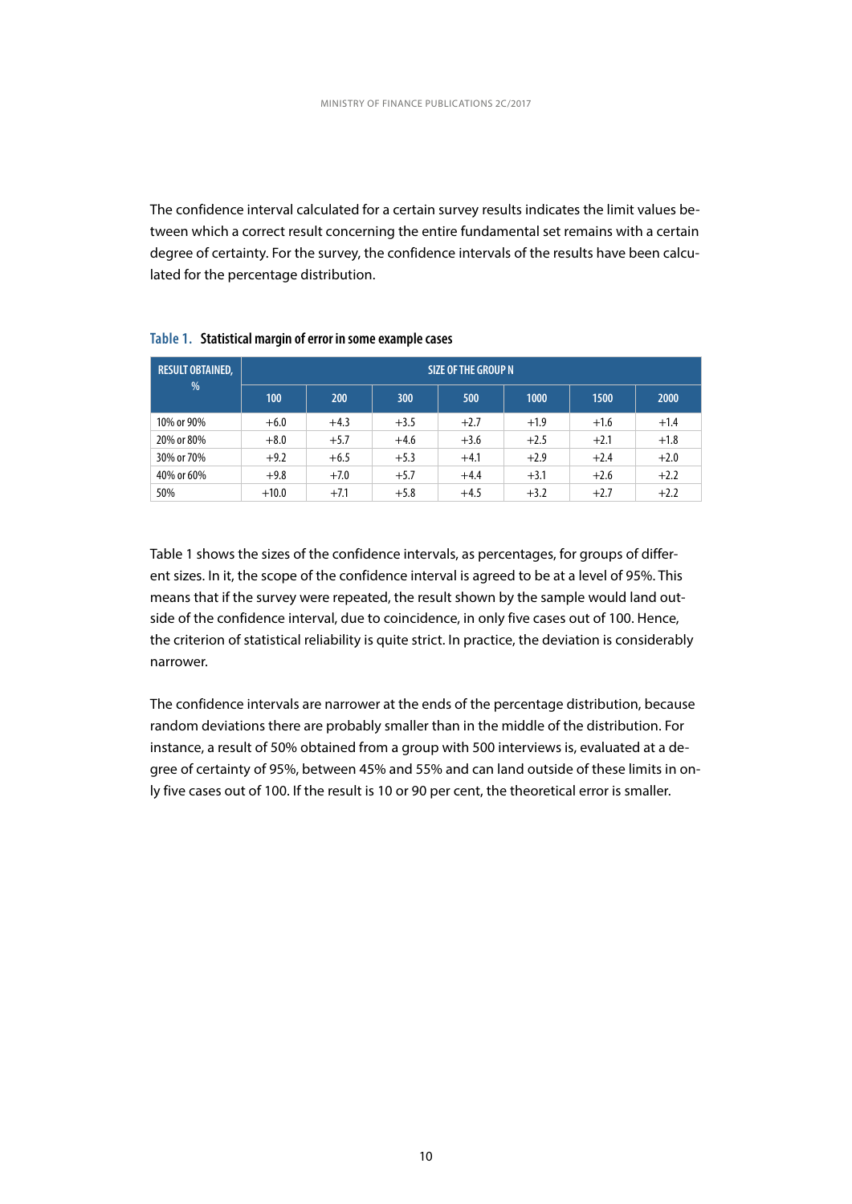The confidence interval calculated for a certain survey results indicates the limit values between which a correct result concerning the entire fundamental set remains with a certain degree of certainty. For the survey, the confidence intervals of the results have been calculated for the percentage distribution.

**Table 1. Statistical margin of error in some example cases**

| RESULT OBTAINED, % | SIZE OF THE GROUP N | | | | | | |
|---|---|---|---|---|---|---|---|
| | 100 | 200 | 300 | 500 | 1000 | 1500 | 2000 |
| 10% or 90% | +6.0 | +4.3 | +3.5 | +2.7 | +1.9 | +1.6 | +1.4 |
| 20% or 80% | +8.0 | +5.7 | +4.6 | +3.6 | +2.5 | +2.1 | +1.8 |
| 30% or 70% | +9.2 | +6.5 | +5.3 | +4.1 | +2.9 | +2.4 | +2.0 |
| 40% or 60% | +9.8 | +7.0 | +5.7 | +4.4 | +3.1 | +2.6 | +2.2 |
| 50% | +10.0 | +7.1 | +5.8 | +4.5 | +3.2 | +2.7 | +2.2 |

Table 1 shows the sizes of the confidence intervals, as percentages, for groups of different sizes. In it, the scope of the confidence interval is agreed to be at a level of 95%. This means that if the survey were repeated, the result shown by the sample would land outside of the confidence interval, due to coincidence, in only five cases out of 100. Hence, the criterion of statistical reliability is quite strict. In practice, the deviation is considerably narrower.

The confidence intervals are narrower at the ends of the percentage distribution, because random deviations there are probably smaller than in the middle of the distribution. For instance, a result of 50% obtained from a group with 500 interviews is, evaluated at a degree of certainty of 95%, between 45% and 55% and can land outside of these limits in only five cases out of 100. If the result is 10 or 90 per cent, the theoretical error is smaller.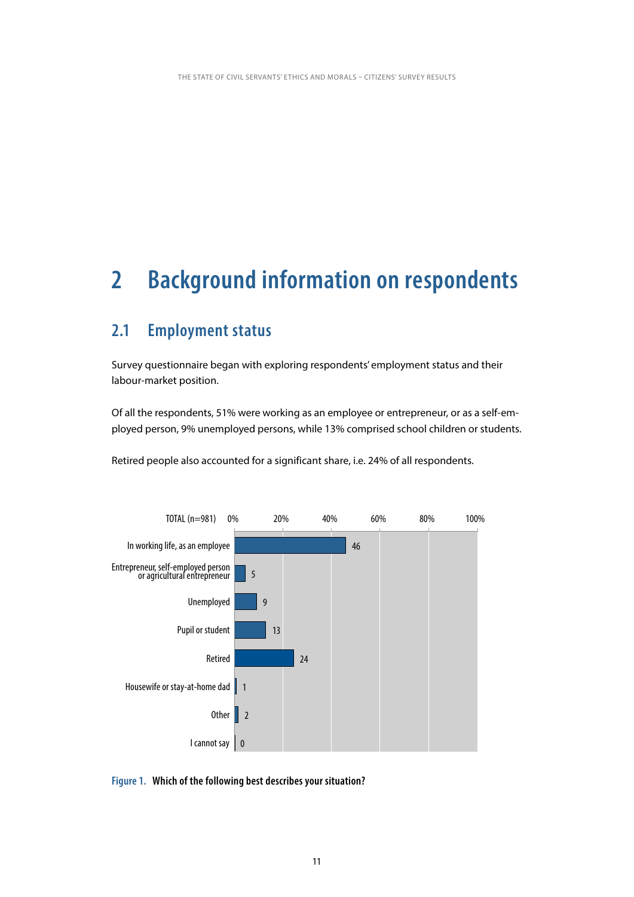# 2 Background information on respondents

## 2.1 Employment status

Survey questionnaire began with exploring respondents' employment status and their labour-market position.

Of all the respondents, 51% were working as an employee or entrepreneur, or as a self-employed person, 9% unemployed persons, while 13% comprised school children or students.

Retired people also accounted for a significant share, i.e. 24% of all respondents.

| TOTAL (n=981) | % |
|---|---|
| In working life, as an employee | 46 |
| Entrepreneur, self-employed person or agricultural entrepreneur | 5 |
| Unemployed | 9 |
| Pupil or student | 13 |
| Retired | 24 |
| Housewife or stay-at-home dad | 1 |
| Other | 2 |
| I cannot say | 0 |

**Figure 1. Which of the following best describes your situation?**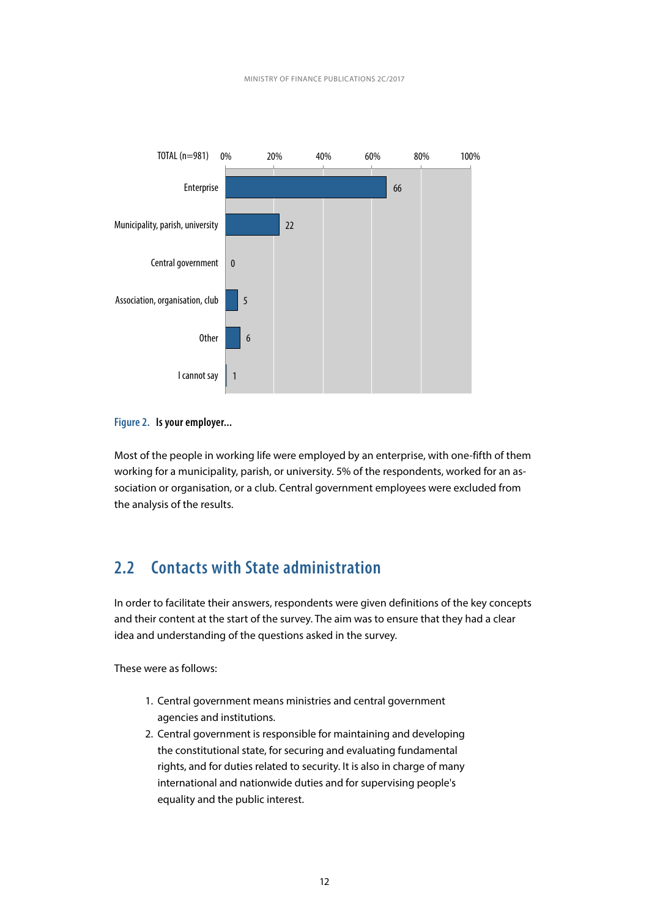| TOTAL (n=981) | % |
|---|---|
| Enterprise | 66 |
| Municipality, parish, university | 22 |
| Central government | 0 |
| Association, organisation, club | 5 |
| Other | 6 |
| I cannot say | 1 |

**Figure 2. Is your employer...**

Most of the people in working life were employed by an enterprise, with one-fifth of them working for a municipality, parish, or university. 5% of the respondents, worked for an association or organisation, or a club. Central government employees were excluded from the analysis of the results.

## 2.2 Contacts with State administration

In order to facilitate their answers, respondents were given definitions of the key concepts and their content at the start of the survey. The aim was to ensure that they had a clear idea and understanding of the questions asked in the survey.

These were as follows:

1. Central government means ministries and central government agencies and institutions.
2. Central government is responsible for maintaining and developing the constitutional state, for securing and evaluating fundamental rights, and for duties related to security. It is also in charge of many international and nationwide duties and for supervising people's equality and the public interest.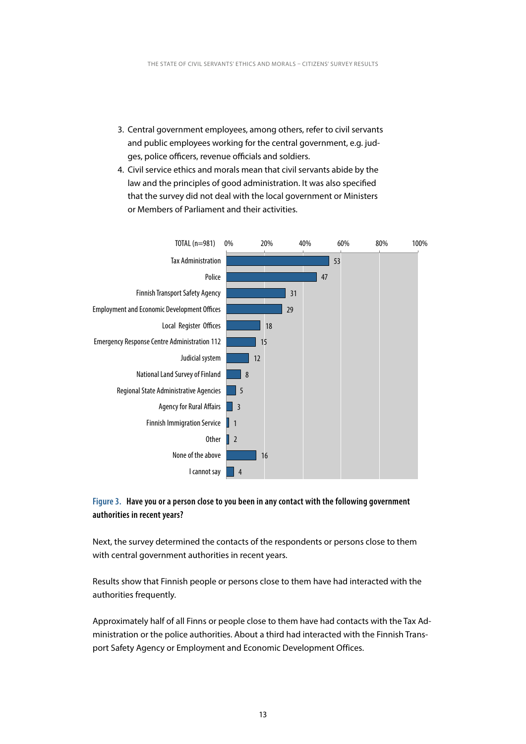3. Central government employees, among others, refer to civil servants and public employees working for the central government, e.g. judges, police officers, revenue officials and soldiers.
4. Civil service ethics and morals mean that civil servants abide by the law and the principles of good administration. It was also specified that the survey did not deal with the local government or Ministers or Members of Parliament and their activities.

| TOTAL (n=981) | % |
|---|---|
| Tax Administration | 53 |
| Police | 47 |
| Finnish Transport Safety Agency | 31 |
| Employment and Economic Development Offices | 29 |
| Local Register Offices | 18 |
| Emergency Response Centre Administration 112 | 15 |
| Judicial system | 12 |
| National Land Survey of Finland | 8 |
| Regional State Administrative Agencies | 5 |
| Agency for Rural Affairs | 3 |
| Finnish Immigration Service | 1 |
| Other | 2 |
| None of the above | 16 |
| I cannot say | 4 |

**Figure 3. Have you or a person close to you been in any contact with the following government authorities in recent years?**

Next, the survey determined the contacts of the respondents or persons close to them with central government authorities in recent years.

Results show that Finnish people or persons close to them have had interacted with the authorities frequently.

Approximately half of all Finns or people close to them have had contacts with the Tax Administration or the police authorities. About a third had interacted with the Finnish Transport Safety Agency or Employment and Economic Development Offices.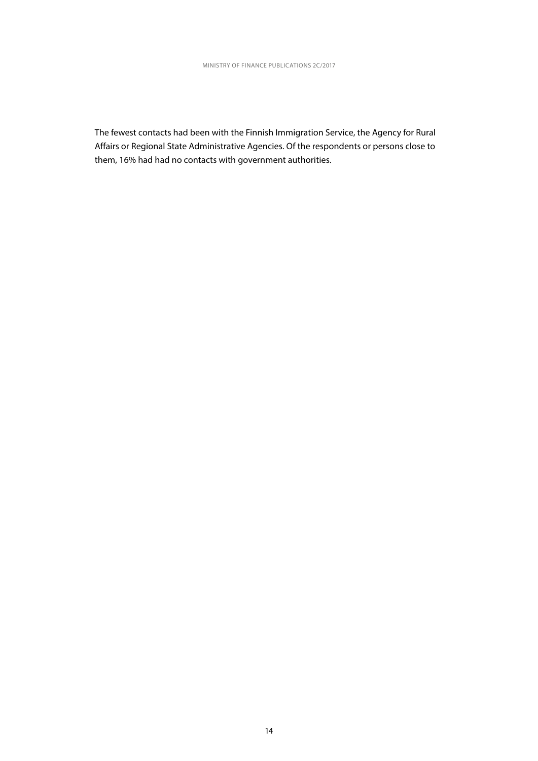The fewest contacts had been with the Finnish Immigration Service, the Agency for Rural Affairs or Regional State Administrative Agencies. Of the respondents or persons close to them, 16% had had no contacts with government authorities.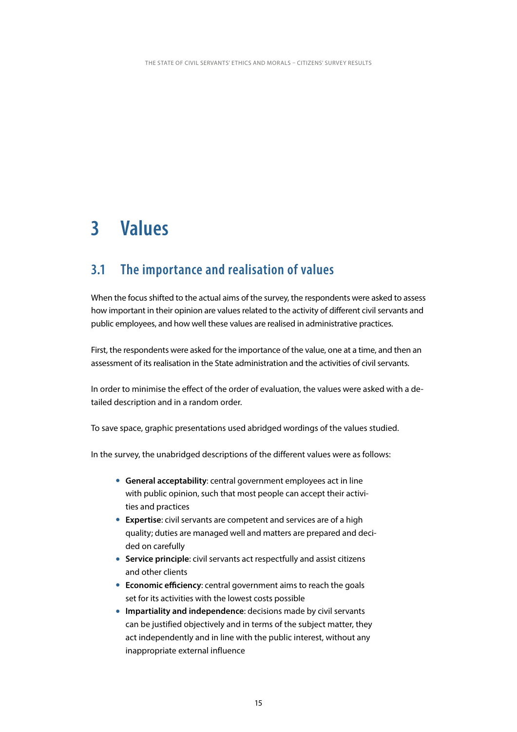# 3 Values

## 3.1 The importance and realisation of values

When the focus shifted to the actual aims of the survey, the respondents were asked to assess how important in their opinion are values related to the activity of different civil servants and public employees, and how well these values are realised in administrative practices.

First, the respondents were asked for the importance of the value, one at a time, and then an assessment of its realisation in the State administration and the activities of civil servants.

In order to minimise the effect of the order of evaluation, the values were asked with a detailed description and in a random order.

To save space, graphic presentations used abridged wordings of the values studied.

In the survey, the unabridged descriptions of the different values were as follows:

- **General acceptability**: central government employees act in line with public opinion, such that most people can accept their activities and practices
- **Expertise**: civil servants are competent and services are of a high quality; duties are managed well and matters are prepared and decided on carefully
- **Service principle**: civil servants act respectfully and assist citizens and other clients
- **Economic efficiency**: central government aims to reach the goals set for its activities with the lowest costs possible
- **Impartiality and independence**: decisions made by civil servants can be justified objectively and in terms of the subject matter, they act independently and in line with the public interest, without any inappropriate external influence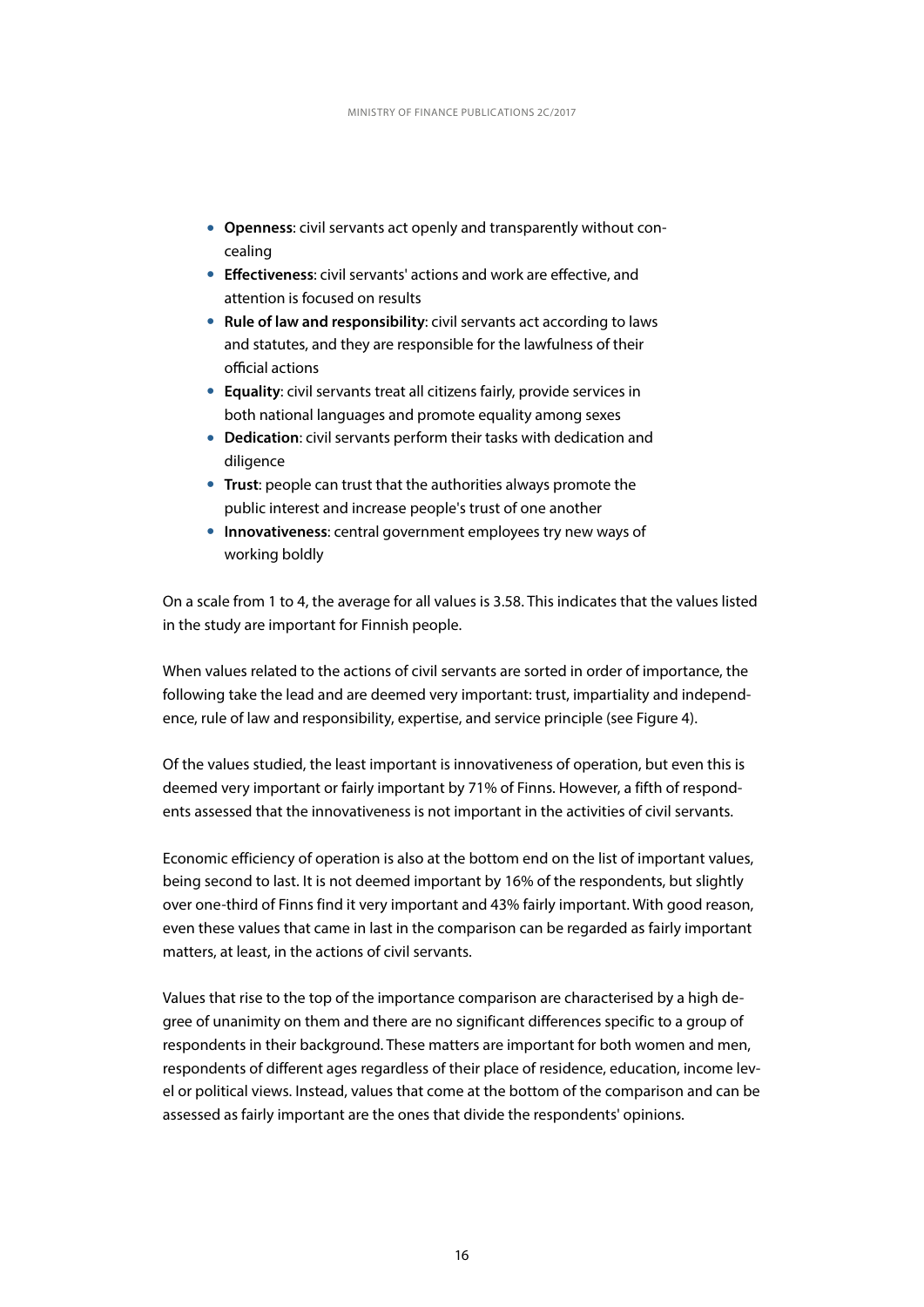- **Openness**: civil servants act openly and transparently without concealing
- **Effectiveness**: civil servants' actions and work are effective, and attention is focused on results
- **Rule of law and responsibility**: civil servants act according to laws and statutes, and they are responsible for the lawfulness of their official actions
- **Equality**: civil servants treat all citizens fairly, provide services in both national languages and promote equality among sexes
- **Dedication**: civil servants perform their tasks with dedication and diligence
- **Trust**: people can trust that the authorities always promote the public interest and increase people's trust of one another
- **Innovativeness**: central government employees try new ways of working boldly

On a scale from 1 to 4, the average for all values is 3.58. This indicates that the values listed in the study are important for Finnish people.

When values related to the actions of civil servants are sorted in order of importance, the following take the lead and are deemed very important: trust, impartiality and independence, rule of law and responsibility, expertise, and service principle (see Figure 4).

Of the values studied, the least important is innovativeness of operation, but even this is deemed very important or fairly important by 71% of Finns. However, a fifth of respondents assessed that the innovativeness is not important in the activities of civil servants.

Economic efficiency of operation is also at the bottom end on the list of important values, being second to last. It is not deemed important by 16% of the respondents, but slightly over one-third of Finns find it very important and 43% fairly important. With good reason, even these values that came in last in the comparison can be regarded as fairly important matters, at least, in the actions of civil servants.

Values that rise to the top of the importance comparison are characterised by a high degree of unanimity on them and there are no significant differences specific to a group of respondents in their background. These matters are important for both women and men, respondents of different ages regardless of their place of residence, education, income level or political views. Instead, values that come at the bottom of the comparison and can be assessed as fairly important are the ones that divide the respondents' opinions.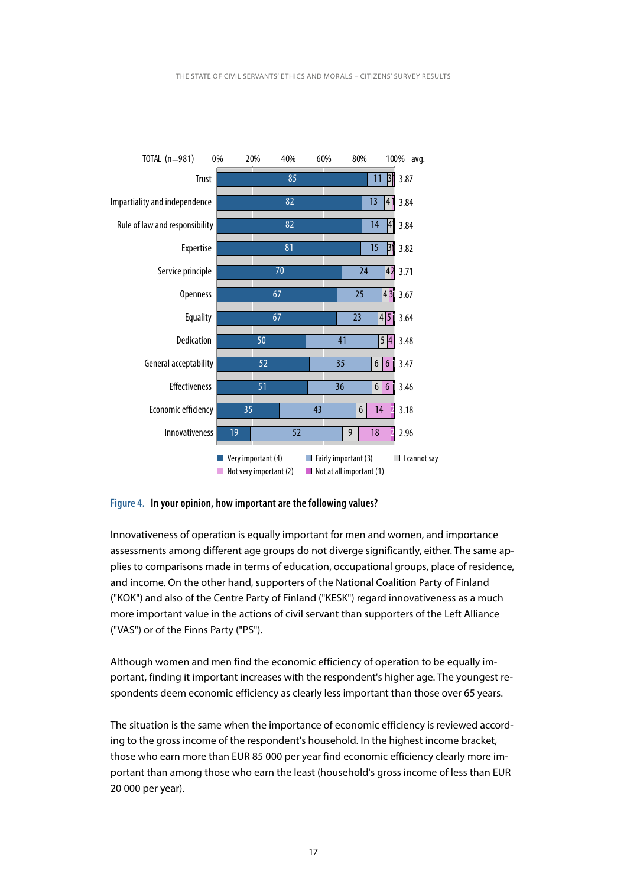**TOTAL (n=981)**

| | Very important (4) | Fairly important (3) | I cannot say | Not very important (2) | Not at all important (1) | avg. |
|---|---|---|---|---|---|---|
| Trust | 85 | 11 | 3 | | 1 | 3.87 |
| Impartiality and independence | 82 | 13 | 4 | | 1 | 3.84 |
| Rule of law and responsibility | 82 | 14 | 4 | | 1 | 3.84 |
| Expertise | 81 | 15 | 3 | | 1 | 3.82 |
| Service principle | 70 | 24 | 4 | 2 | | 3.71 |
| Openness | 67 | 25 | 4 | 3 | | 3.67 |
| Equality | 67 | 23 | 4 | 5 | 1 | 3.64 |
| Dedication | 50 | 41 | 5 | 4 | | 3.48 |
| General acceptability | 52 | 35 | 6 | 6 | 1 | 3.47 |
| Effectiveness | 51 | 36 | 6 | 6 | 1 | 3.46 |
| Economic efficiency | 35 | 43 | 6 | 14 | 2 | 3.18 |
| Innovativeness | 19 | 52 | 9 | 18 | 2 | 2.96 |

**Figure 4. In your opinion, how important are the following values?**

Innovativeness of operation is equally important for men and women, and importance assessments among different age groups do not diverge significantly, either. The same applies to comparisons made in terms of education, occupational groups, place of residence, and income. On the other hand, supporters of the National Coalition Party of Finland ("KOK") and also of the Centre Party of Finland ("KESK") regard innovativeness as a much more important value in the actions of civil servant than supporters of the Left Alliance ("VAS") or of the Finns Party ("PS").

Although women and men find the economic efficiency of operation to be equally important, finding it important increases with the respondent's higher age. The youngest respondents deem economic efficiency as clearly less important than those over 65 years.

The situation is the same when the importance of economic efficiency is reviewed according to the gross income of the respondent's household. In the highest income bracket, those who earn more than EUR 85 000 per year find economic efficiency clearly more important than among those who earn the least (household's gross income of less than EUR 20 000 per year).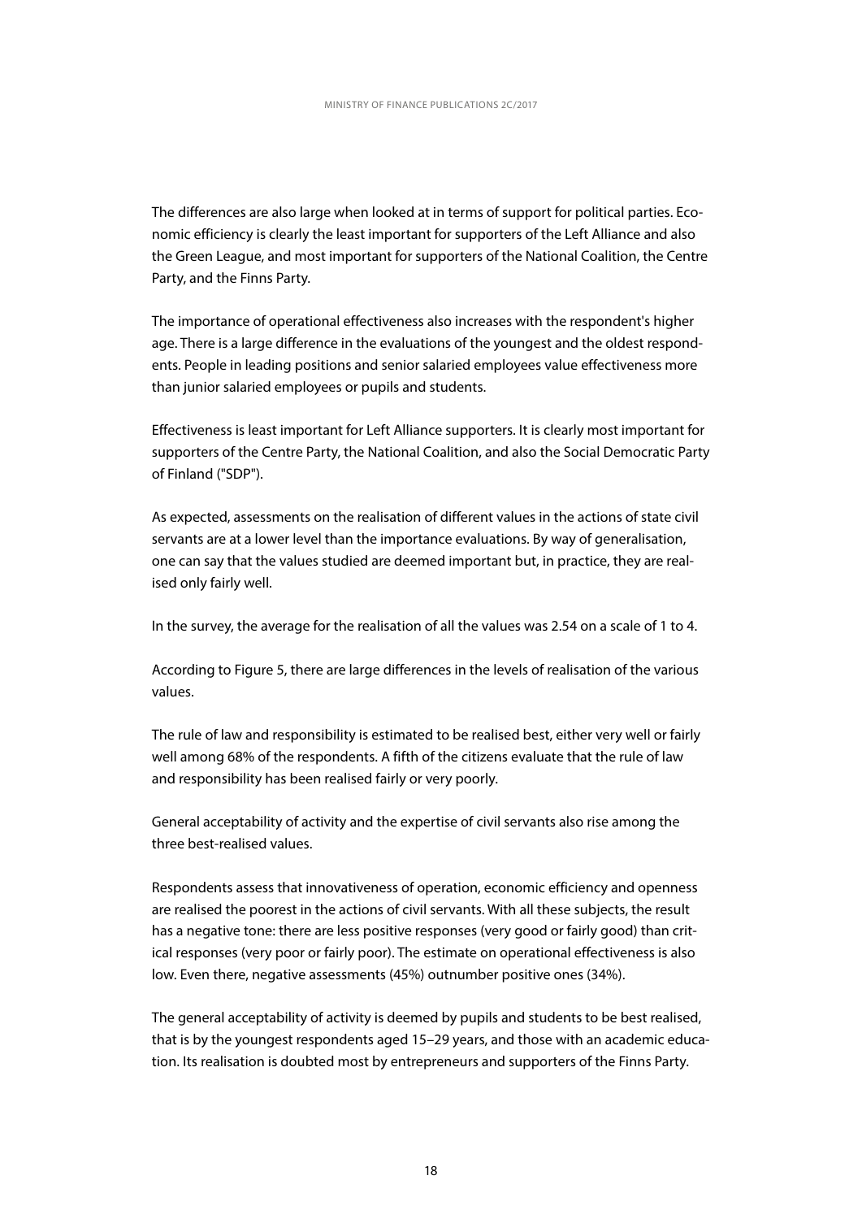The differences are also large when looked at in terms of support for political parties. Economic efficiency is clearly the least important for supporters of the Left Alliance and also the Green League, and most important for supporters of the National Coalition, the Centre Party, and the Finns Party.

The importance of operational effectiveness also increases with the respondent's higher age. There is a large difference in the evaluations of the youngest and the oldest respondents. People in leading positions and senior salaried employees value effectiveness more than junior salaried employees or pupils and students.

Effectiveness is least important for Left Alliance supporters. It is clearly most important for supporters of the Centre Party, the National Coalition, and also the Social Democratic Party of Finland ("SDP").

As expected, assessments on the realisation of different values in the actions of state civil servants are at a lower level than the importance evaluations. By way of generalisation, one can say that the values studied are deemed important but, in practice, they are realised only fairly well.

In the survey, the average for the realisation of all the values was 2.54 on a scale of 1 to 4.

According to Figure 5, there are large differences in the levels of realisation of the various values.

The rule of law and responsibility is estimated to be realised best, either very well or fairly well among 68% of the respondents. A fifth of the citizens evaluate that the rule of law and responsibility has been realised fairly or very poorly.

General acceptability of activity and the expertise of civil servants also rise among the three best-realised values.

Respondents assess that innovativeness of operation, economic efficiency and openness are realised the poorest in the actions of civil servants. With all these subjects, the result has a negative tone: there are less positive responses (very good or fairly good) than critical responses (very poor or fairly poor). The estimate on operational effectiveness is also low. Even there, negative assessments (45%) outnumber positive ones (34%).

The general acceptability of activity is deemed by pupils and students to be best realised, that is by the youngest respondents aged 15–29 years, and those with an academic education. Its realisation is doubted most by entrepreneurs and supporters of the Finns Party.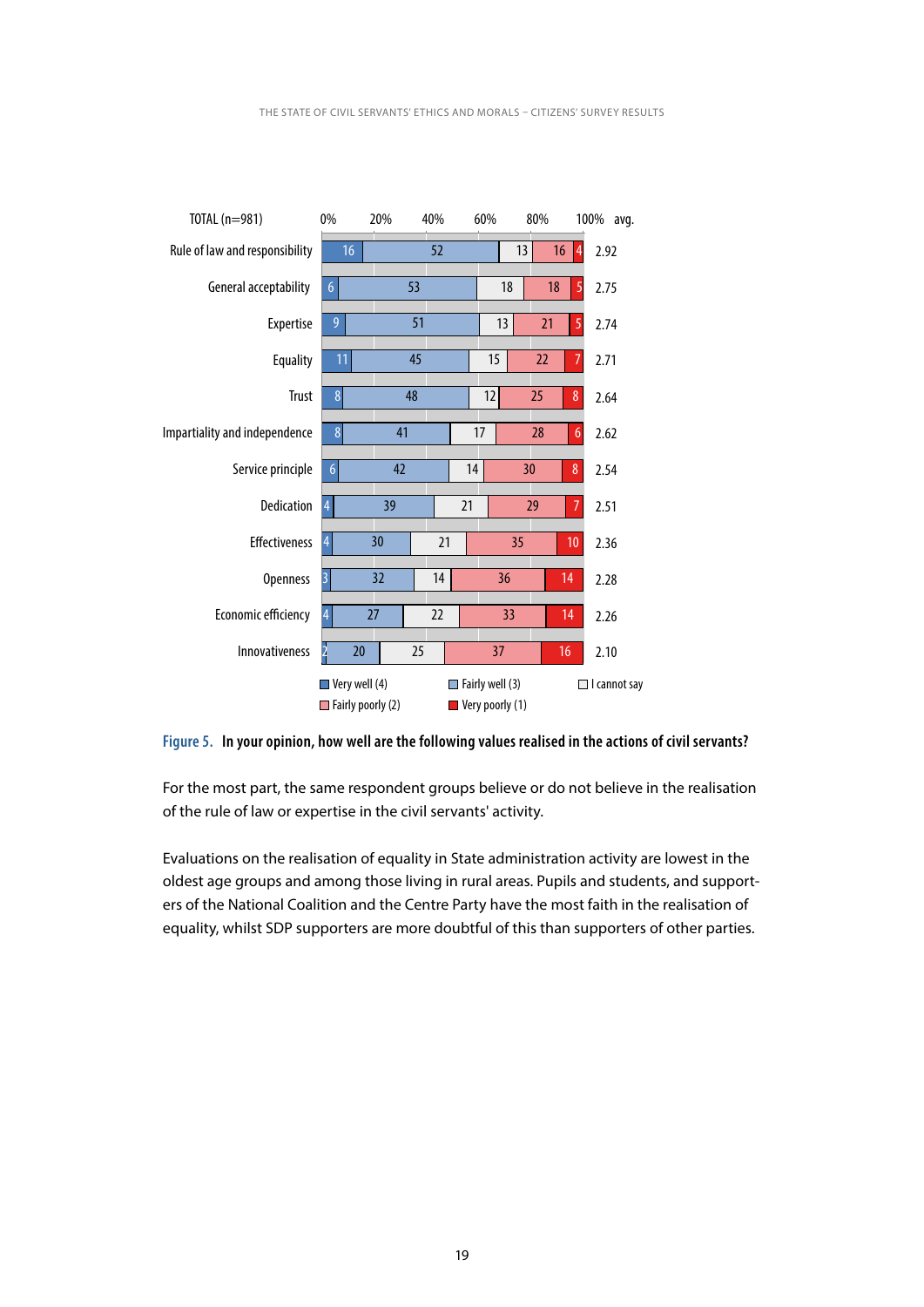TOTAL (n=981)

| | Very well (4) | Fairly well (3) | I cannot say | Fairly poorly (2) | Very poorly (1) | avg. |
|---|---|---|---|---|---|---|
| Rule of law and responsibility | 16 | 52 | 13 | 16 | 4 | 2.92 |
| General acceptability | 6 | 53 | 18 | 18 | 5 | 2.75 |
| Expertise | 9 | 51 | 13 | 21 | 5 | 2.74 |
| Equality | 11 | 45 | 15 | 22 | 7 | 2.71 |
| Trust | 8 | 48 | 12 | 25 | 8 | 2.64 |
| Impartiality and independence | 8 | 41 | 17 | 28 | 6 | 2.62 |
| Service principle | 6 | 42 | 14 | 30 | 8 | 2.54 |
| Dedication | 4 | 39 | 21 | 29 | 7 | 2.51 |
| Effectiveness | 4 | 30 | 21 | 35 | 10 | 2.36 |
| Openness | 3 | 32 | 14 | 36 | 14 | 2.28 |
| Economic efficiency | 4 | 27 | 22 | 33 | 14 | 2.26 |
| Innovativeness | 2 | 20 | 25 | 37 | 16 | 2.10 |

**Figure 5. In your opinion, how well are the following values realised in the actions of civil servants?**

For the most part, the same respondent groups believe or do not believe in the realisation of the rule of law or expertise in the civil servants' activity.

Evaluations on the realisation of equality in State administration activity are lowest in the oldest age groups and among those living in rural areas. Pupils and students, and supporters of the National Coalition and the Centre Party have the most faith in the realisation of equality, whilst SDP supporters are more doubtful of this than supporters of other parties.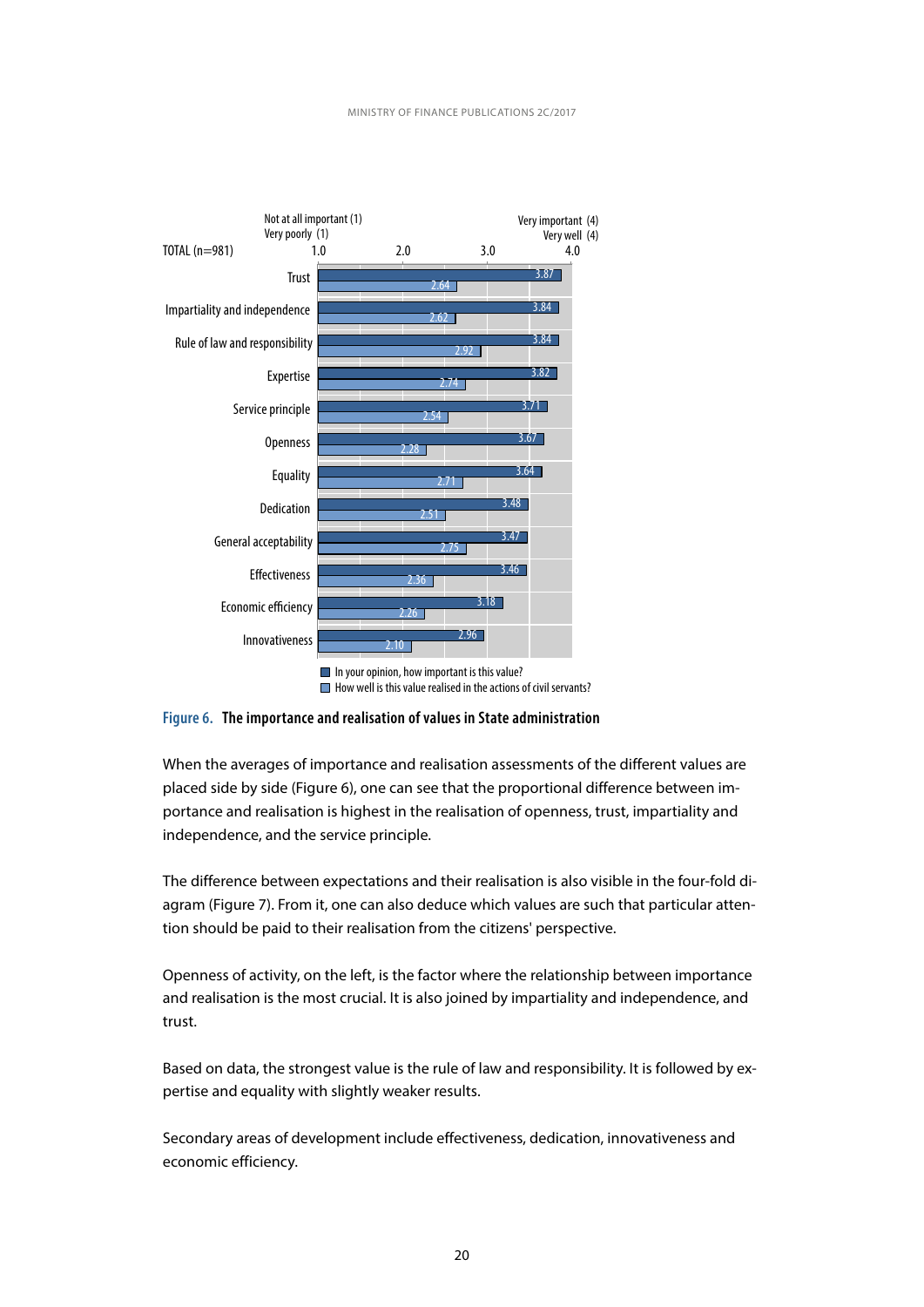| TOTAL (n=981) | In your opinion, how important is this value? | How well is this value realised in the actions of civil servants? |
|---|---|---|
| Trust | 3.87 | 2.64 |
| Impartiality and independence | 3.84 | 2.62 |
| Rule of law and responsibility | 3.84 | 2.92 |
| Expertise | 3.82 | 2.74 |
| Service principle | 3.71 | 2.54 |
| Openness | 3.67 | 2.28 |
| Equality | 3.64 | 2.71 |
| Dedication | 3.48 | 2.51 |
| General acceptability | 3.47 | 2.75 |
| Effectiveness | 3.46 | 2.36 |
| Economic efficiency | 3.18 | 2.26 |
| Innovativeness | 2.96 | 2.10 |

Scale: Not at all important (1) – Very important (4); Very poorly (1) – Very well (4)

**Figure 6. The importance and realisation of values in State administration**

When the averages of importance and realisation assessments of the different values are placed side by side (Figure 6), one can see that the proportional difference between importance and realisation is highest in the realisation of openness, trust, impartiality and independence, and the service principle.

The difference between expectations and their realisation is also visible in the four-fold diagram (Figure 7). From it, one can also deduce which values are such that particular attention should be paid to their realisation from the citizens' perspective.

Openness of activity, on the left, is the factor where the relationship between importance and realisation is the most crucial. It is also joined by impartiality and independence, and trust.

Based on data, the strongest value is the rule of law and responsibility. It is followed by expertise and equality with slightly weaker results.

Secondary areas of development include effectiveness, dedication, innovativeness and economic efficiency.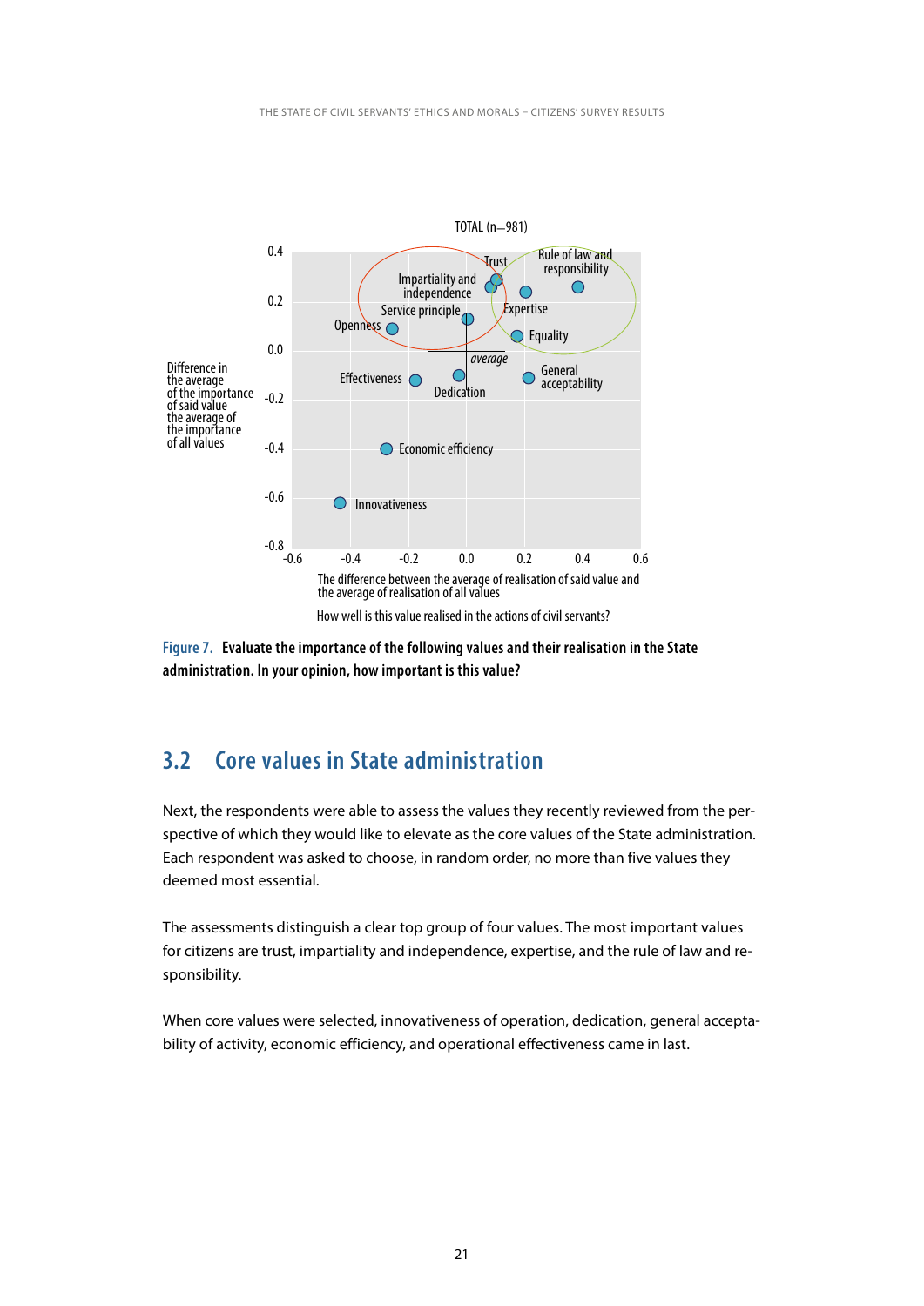TOTAL (n=981)

Difference in the average of the importance of said value the average of the importance of all values

The difference between the average of realisation of said value and the average of realisation of all values

How well is this value realised in the actions of civil servants?

Figure 7. **Evaluate the importance of the following values and their realisation in the State administration. In your opinion, how important is this value?**

## 3.2 Core values in State administration

Next, the respondents were able to assess the values they recently reviewed from the perspective of which they would like to elevate as the core values of the State administration. Each respondent was asked to choose, in random order, no more than five values they deemed most essential.

The assessments distinguish a clear top group of four values. The most important values for citizens are trust, impartiality and independence, expertise, and the rule of law and responsibility.

When core values were selected, innovativeness of operation, dedication, general acceptability of activity, economic efficiency, and operational effectiveness came in last.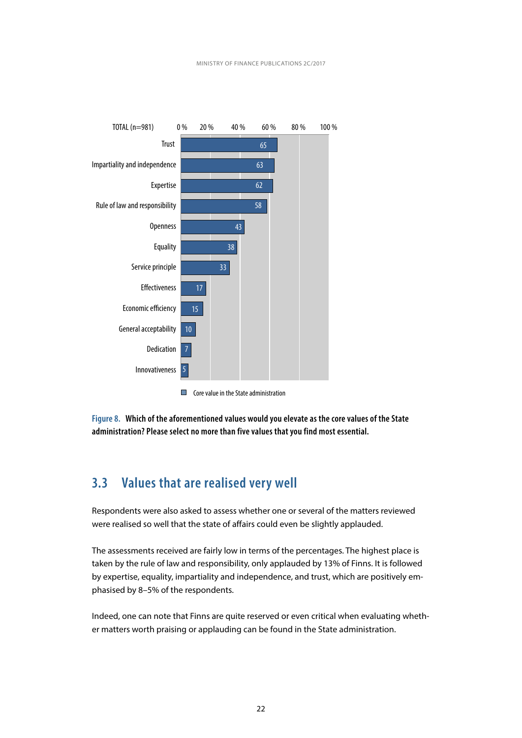| TOTAL (n=981) | Core value in the State administration (%) |
|---|---|
| Trust | 65 |
| Impartiality and independence | 63 |
| Expertise | 62 |
| Rule of law and responsibility | 58 |
| Openness | 43 |
| Equality | 38 |
| Service principle | 33 |
| Effectiveness | 17 |
| Economic efficiency | 15 |
| General acceptability | 10 |
| Dedication | 7 |
| Innovativeness | 5 |

**Figure 8. Which of the aforementioned values would you elevate as the core values of the State administration? Please select no more than five values that you find most essential.**

## 3.3 Values that are realised very well

Respondents were also asked to assess whether one or several of the matters reviewed were realised so well that the state of affairs could even be slightly applauded.

The assessments received are fairly low in terms of the percentages. The highest place is taken by the rule of law and responsibility, only applauded by 13% of Finns. It is followed by expertise, equality, impartiality and independence, and trust, which are positively emphasised by 8–5% of the respondents.

Indeed, one can note that Finns are quite reserved or even critical when evaluating whether matters worth praising or applauding can be found in the State administration.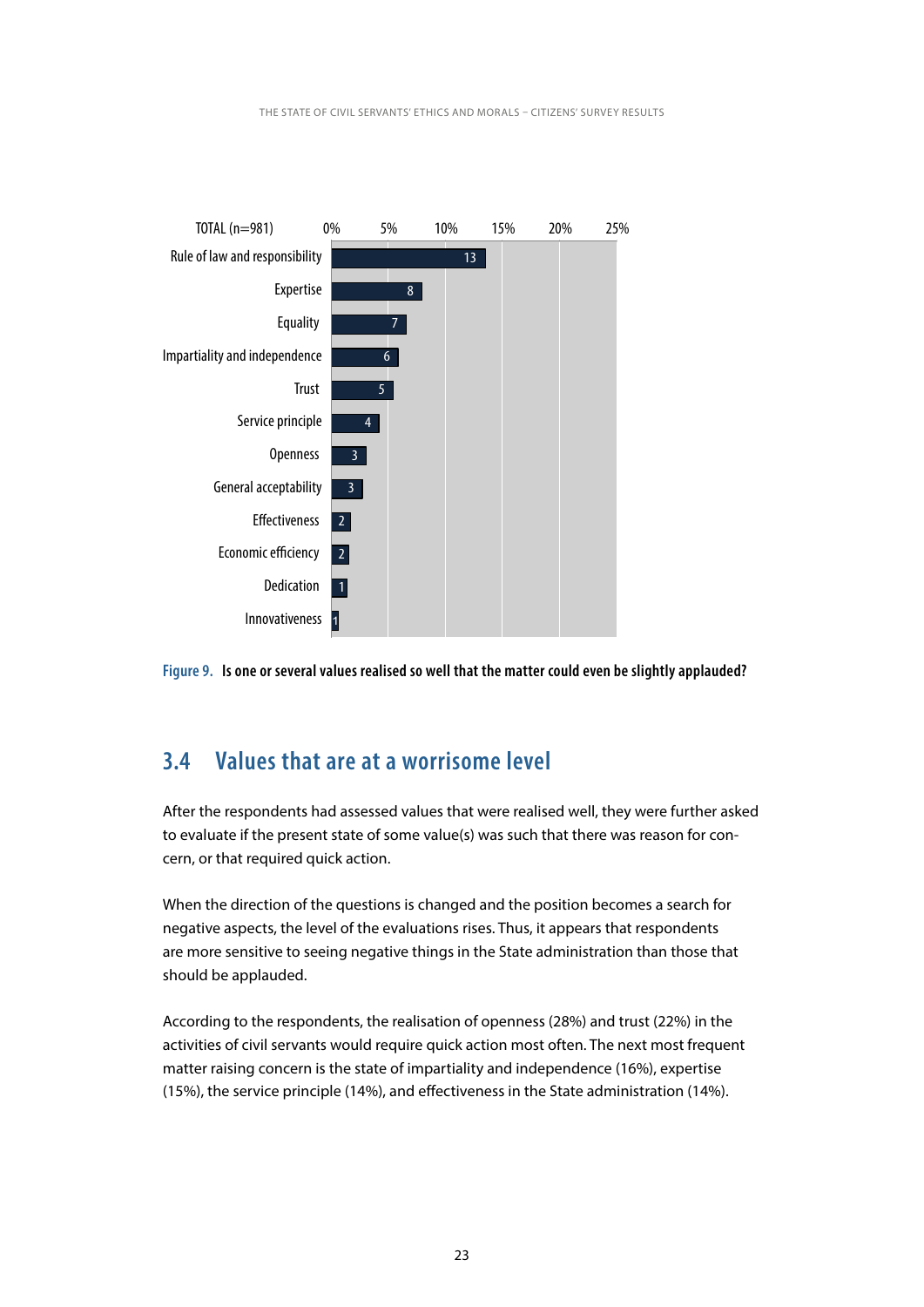| TOTAL (n=981) | % |
|---|---|
| Rule of law and responsibility | 13 |
| Expertise | 8 |
| Equality | 7 |
| Impartiality and independence | 6 |
| Trust | 5 |
| Service principle | 4 |
| Openness | 3 |
| General acceptability | 3 |
| Effectiveness | 2 |
| Economic efficiency | 2 |
| Dedication | 1 |
| Innovativeness | 1 |

**Figure 9. Is one or several values realised so well that the matter could even be slightly applauded?**

## 3.4 Values that are at a worrisome level

After the respondents had assessed values that were realised well, they were further asked to evaluate if the present state of some value(s) was such that there was reason for concern, or that required quick action.

When the direction of the questions is changed and the position becomes a search for negative aspects, the level of the evaluations rises. Thus, it appears that respondents are more sensitive to seeing negative things in the State administration than those that should be applauded.

According to the respondents, the realisation of openness (28%) and trust (22%) in the activities of civil servants would require quick action most often. The next most frequent matter raising concern is the state of impartiality and independence (16%), expertise (15%), the service principle (14%), and effectiveness in the State administration (14%).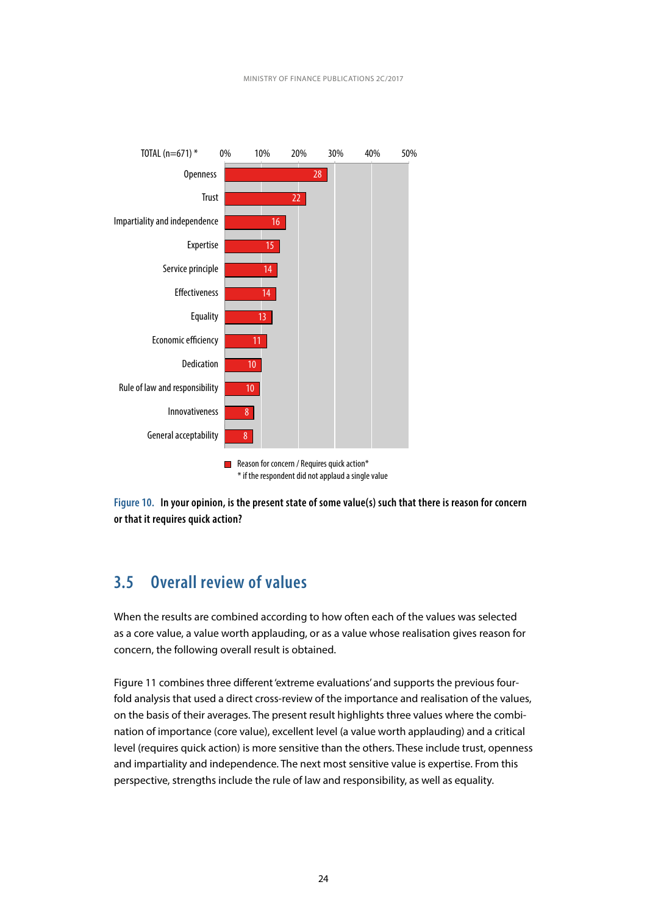| TOTAL (n=671) * | Reason for concern / Requires quick action* (%) |
|---|---|
| Openness | 28 |
| Trust | 22 |
| Impartiality and independence | 16 |
| Expertise | 15 |
| Service principle | 14 |
| Effectiveness | 14 |
| Equality | 13 |
| Economic efficiency | 11 |
| Dedication | 10 |
| Rule of law and responsibility | 10 |
| Innovativeness | 8 |
| General acceptability | 8 |

Reason for concern / Requires quick action*
* if the respondent did not applaud a single value

**Figure 10. In your opinion, is the present state of some value(s) such that there is reason for concern or that it requires quick action?**

## 3.5 Overall review of values

When the results are combined according to how often each of the values was selected as a core value, a value worth applauding, or as a value whose realisation gives reason for concern, the following overall result is obtained.

Figure 11 combines three different 'extreme evaluations' and supports the previous four-fold analysis that used a direct cross-review of the importance and realisation of the values, on the basis of their averages. The present result highlights three values where the combination of importance (core value), excellent level (a value worth applauding) and a critical level (requires quick action) is more sensitive than the others. These include trust, openness and impartiality and independence. The next most sensitive value is expertise. From this perspective, strengths include the rule of law and responsibility, as well as equality.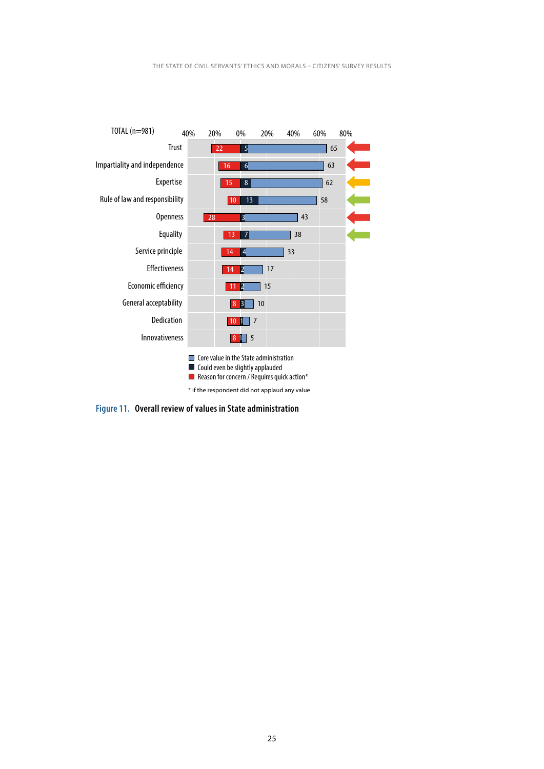TOTAL (n=981)

| Value | Reason for concern / Requires quick action* | Could even be slightly applauded | Core value in the State administration |
|---|---|---|---|
| Trust | 22 | 5 | 65 |
| Impartiality and independence | 16 | 6 | 63 |
| Expertise | 15 | 8 | 62 |
| Rule of law and responsibility | 10 | 13 | 58 |
| Openness | 28 | 3 | 43 |
| Equality | 13 | 7 | 38 |
| Service principle | 14 | 4 | 33 |
| Effectiveness | 14 | 2 | 17 |
| Economic efficiency | 11 | 2 | 15 |
| General acceptability | 8 | 3 | 10 |
| Dedication | 10 | 1 | 7 |
| Innovativeness | 8 | 1 | 5 |

* if the respondent did not applaud any value

**Figure 11. Overall review of values in State administration**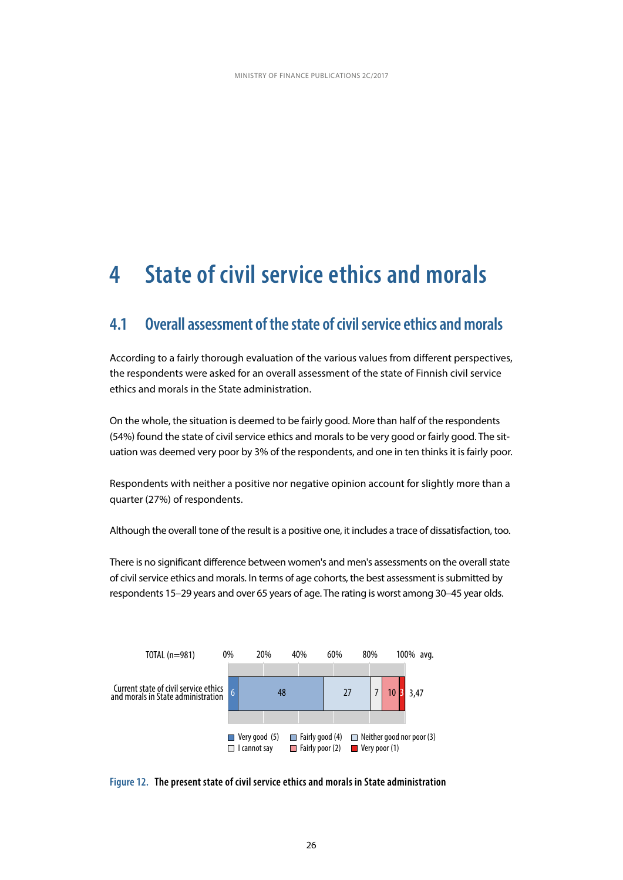# 4 State of civil service ethics and morals

## 4.1 Overall assessment of the state of civil service ethics and morals

According to a fairly thorough evaluation of the various values from different perspectives, the respondents were asked for an overall assessment of the state of Finnish civil service ethics and morals in the State administration.

On the whole, the situation is deemed to be fairly good. More than half of the respondents (54%) found the state of civil service ethics and morals to be very good or fairly good. The situation was deemed very poor by 3% of the respondents, and one in ten thinks it is fairly poor.

Respondents with neither a positive nor negative opinion account for slightly more than a quarter (27%) of respondents.

Although the overall tone of the result is a positive one, it includes a trace of dissatisfaction, too.

There is no significant difference between women's and men's assessments on the overall state of civil service ethics and morals. In terms of age cohorts, the best assessment is submitted by respondents 15–29 years and over 65 years of age. The rating is worst among 30–45 year olds.

| TOTAL (n=981) | Very good (5) | Fairly good (4) | Neither good nor poor (3) | I cannot say | Fairly poor (2) | Very poor (1) | avg. |
|---|---|---|---|---|---|---|---|
| Current state of civil service ethics and morals in State administration | 6 | 48 | 27 | 7 | 10 | 3 | 3,47 |

**Figure 12. The present state of civil service ethics and morals in State administration**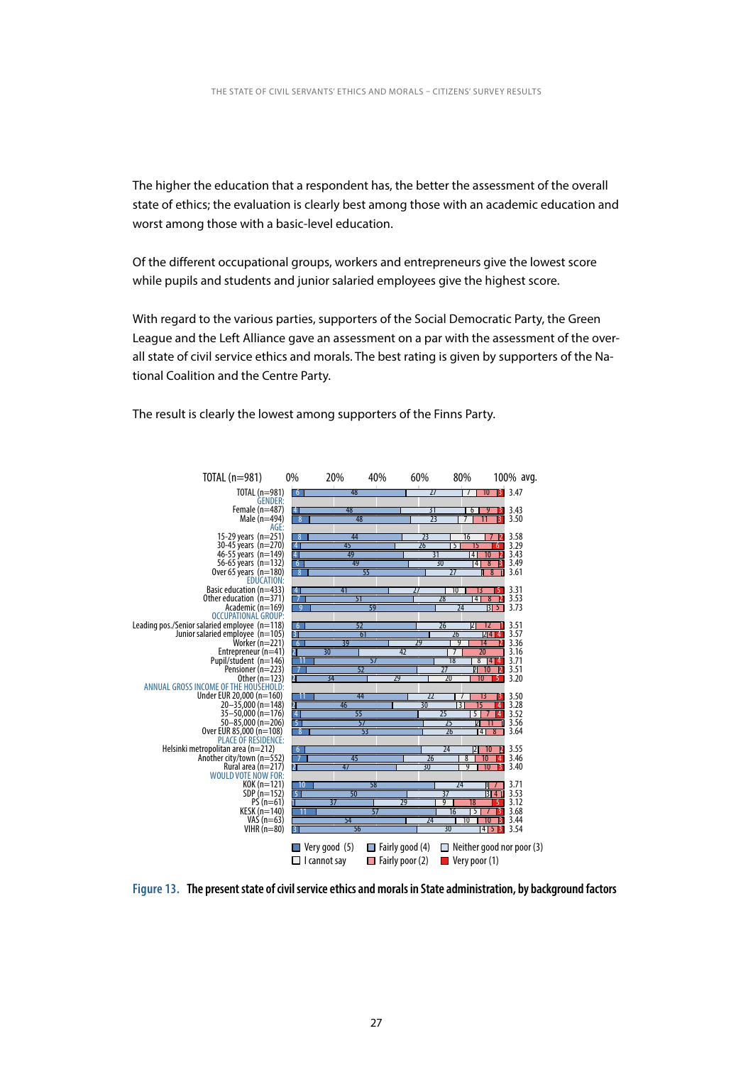The higher the education that a respondent has, the better the assessment of the overall state of ethics; the evaluation is clearly best among those with an academic education and worst among those with a basic-level education.

Of the different occupational groups, workers and entrepreneurs give the lowest score while pupils and students and junior salaried employees give the highest score.

With regard to the various parties, supporters of the Social Democratic Party, the Green League and the Left Alliance gave an assessment on a par with the assessment of the overall state of civil service ethics and morals. The best rating is given by supporters of the National Coalition and the Centre Party.

The result is clearly the lowest among supporters of the Finns Party.

| | Very good (5) | Fairly good (4) | Neither good nor poor (3) | I cannot say | Fairly poor (2) | Very poor (1) | avg. |
|---|---|---|---|---|---|---|---|
| TOTAL (n=981) | 6 | 48 | 27 | 7 | 10 | 3 | 3.47 |
| **GENDER:** | | | | | | | |
| Female (n=487) | 4 | 48 | 31 | 6 | 9 | 3 | 3.43 |
| Male (n=494) | 8 | 48 | 23 | 7 | 11 | 3 | 3.50 |
| **AGE:** | | | | | | | |
| 15–29 years (n=251) | 8 | 44 | 23 | 16 | 7 | 2 | 3.58 |
| 30–45 years (n=270) | 4 | 45 | 26 | 5 | 15 | 6 | 3.29 |
| 46–55 years (n=149) | 4 | 49 | 31 | 4 | 10 | 2 | 3.43 |
| 56–65 years (n=132) | 6 | 49 | 30 | 4 | 8 | 3 | 3.49 |
| Over 65 years (n=180) | 8 | 55 | 27 | | 8 | | 3.61 |
| **EDUCATION:** | | | | | | | |
| Basic education (n=433) | 4 | 41 | 27 | 10 | 13 | 5 | 3.31 |
| Other education (n=371) | 7 | 51 | 28 | 4 | 8 | 2 | 3.53 |
| Academic (n=169) | 9 | 59 | 24 | 3 | 5 | | 3.73 |
| **OCCUPATIONAL GROUP:** | | | | | | | |
| Leading pos./Senior salaried employee (n=118) | 6 | 52 | 26 | 2 | 12 | 1 | 3.51 |
| Junior salaried employee (n=105) | 3 | 61 | 26 | 2 | 4 | 4 | 3.57 |
| Worker (n=221) | 6 | 39 | 29 | 9 | 14 | 2 | 3.36 |
| Entrepreneur (n=41) | 2 | 30 | 42 | 7 | 20 | | 3.16 |
| Pupil/student (n=146) | 11 | 57 | 18 | 8 | 4 | 4 | 3.71 |
| Pensioner (n=223) | 7 | 52 | 27 | 2 | 10 | 2 | 3.51 |
| Other (n=123) | 2 | 34 | 29 | 20 | 10 | 5 | 3.20 |
| **ANNUAL GROSS INCOME OF THE HOUSEHOLD:** | | | | | | | |
| Under EUR 20,000 (n=160) | 11 | 44 | 22 | 7 | 13 | 3 | 3.50 |
| 20–35,000 (n=148) | 2 | 46 | 30 | 3 | 15 | 4 | 3.28 |
| 35–50,000 (n=176) | 4 | 55 | 25 | 5 | 7 | 4 | 3.52 |
| 50–85,000 (n=206) | 5 | 57 | 25 | 2 | 11 | | 3.56 |
| Over EUR 85,000 (n=108) | 8 | 53 | 26 | 4 | 8 | | 3.64 |
| **PLACE OF RESIDENCE:** | | | | | | | |
| Helsinki metropolitan area (n=212) | 6 | | 24 | 2 | 10 | 2 | 3.55 |
| Another city/town (n=552) | 7 | 45 | 26 | 8 | 10 | 4 | 3.46 |
| Rural area (n=217) | 2 | 47 | 30 | 9 | 10 | 3 | 3.40 |
| **WOULD VOTE NOW FOR:** | | | | | | | |
| KOK (n=121) | 10 | 58 | 24 | | 7 | | 3.71 |
| SDP (n=152) | 5 | 50 | 37 | 3 | 4 | 1 | 3.53 |
| PS (n=61) | | 37 | 29 | 9 | 18 | 5 | 3.12 |
| KESK (n=140) | 11 | 57 | 16 | 5 | 7 | 3 | 3.68 |
| VAS (n=63) | | 54 | 24 | 10 | 10 | 3 | 3.44 |
| VIHR (n=80) | 3 | 56 | 30 | 4 | 5 | 3 | 3.54 |

**Figure 13.** **The present state of civil service ethics and morals in State administration, by background factors**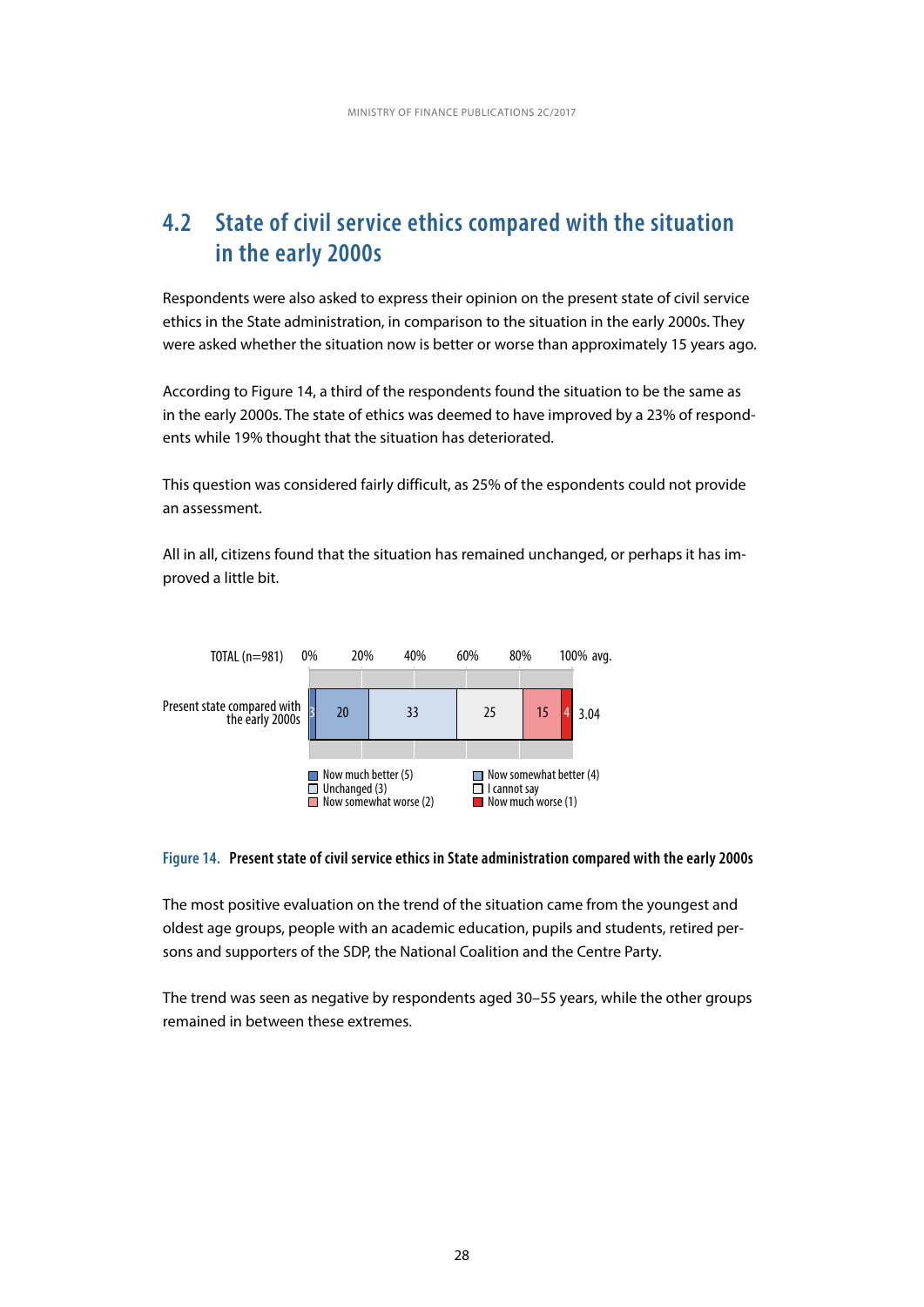## 4.2 State of civil service ethics compared with the situation in the early 2000s

Respondents were also asked to express their opinion on the present state of civil service ethics in the State administration, in comparison to the situation in the early 2000s. They were asked whether the situation now is better or worse than approximately 15 years ago.

According to Figure 14, a third of the respondents found the situation to be the same as in the early 2000s. The state of ethics was deemed to have improved by a 23% of respondents while 19% thought that the situation has deteriorated.

This question was considered fairly difficult, as 25% of the espondents could not provide an assessment.

All in all, citizens found that the situation has remained unchanged, or perhaps it has improved a little bit.

| TOTAL (n=981) | Now much better (5) | Now somewhat better (4) | Unchanged (3) | I cannot say | Now somewhat worse (2) | Now much worse (1) | avg. |
|---|---|---|---|---|---|---|---|
| Present state compared with the early 2000s | 3 | 20 | 33 | 25 | 15 | 4 | 3.04 |

**Figure 14. Present state of civil service ethics in State administration compared with the early 2000s**

The most positive evaluation on the trend of the situation came from the youngest and oldest age groups, people with an academic education, pupils and students, retired persons and supporters of the SDP, the National Coalition and the Centre Party.

The trend was seen as negative by respondents aged 30–55 years, while the other groups remained in between these extremes.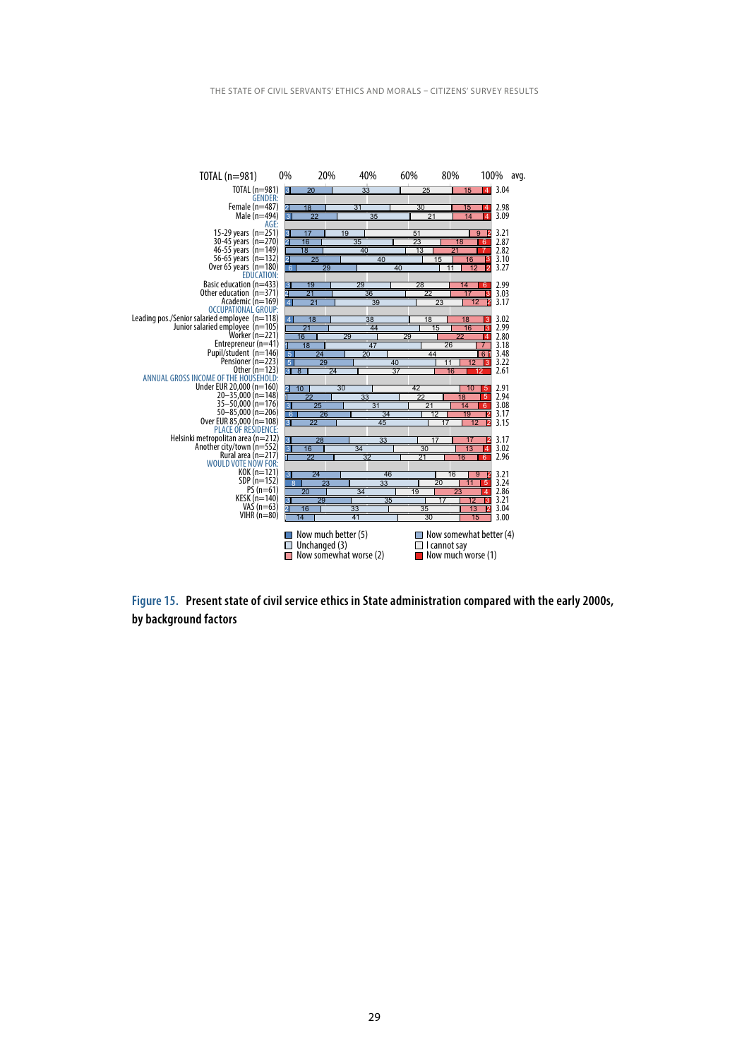| TOTAL (n=981) | Now much better (5) | Now somewhat better (4) | Unchanged (3) | I cannot say | Now somewhat worse (2) | Now much worse (1) | avg. |
|---|---|---|---|---|---|---|---|
| TOTAL (n=981) | 3 | 20 | 33 | 25 | 15 | 4 | 3.04 |
| **GENDER:** | | | | | | | |
| Female (n=487) | 2 | 18 | 31 | 30 | 15 | 4 | 2.98 |
| Male (n=494) | 3 | 22 | 35 | 21 | 14 | 4 | 3.09 |
| **AGE:** | | | | | | | |
| 15-29 years (n=251) | 3 | 17 | 19 | 51 | 9 | 2 | 3.21 |
| 30-45 years (n=270) | 2 | 16 | 35 | 23 | 18 | 6 | 2.87 |
| 46-55 years (n=149) | | 18 | 40 | 13 | 21 | 7 | 2.82 |
| 56-65 years (n=132) | 2 | 25 | 40 | 15 | 16 | 3 | 3.10 |
| Over 65 years (n=180) | 6 | 29 | 40 | 11 | 12 | 2 | 3.27 |
| **EDUCATION:** | | | | | | | |
| Basic education (n=433) | 3 | 19 | 29 | 28 | 14 | 6 | 2.99 |
| Other education (n=371) | 2 | 21 | 36 | 22 | 17 | 3 | 3.03 |
| Academic (n=169) | 4 | 21 | 39 | 23 | 12 | 2 | 3.17 |
| **OCCUPATIONAL GROUP:** | | | | | | | |
| Leading pos./Senior salaried employee (n=118) | 4 | 18 | 38 | 18 | 18 | 3 | 3.02 |
| Junior salaried employee (n=105) | | 21 | 44 | 15 | 16 | 3 | 2.99 |
| Worker (n=221) | | 16 | 29 | 29 | 22 | 4 | 2.80 |
| Entrepreneur (n=41) | | 18 | 47 | 26 | 7 | | 3.18 |
| Pupil/student (n=146) | 5 | 24 | 20 | 44 | 6 | 1 | 3.48 |
| Pensioner (n=223) | 5 | 29 | 40 | 11 | 12 | 3 | 3.22 |
| Other (n=123) | 3 | 8 | 24 | 37 | 16 | 12 | 2.61 |
| **ANNUAL GROSS INCOME OF THE HOUSEHOLD:** | | | | | | | |
| Under EUR 20,000 (n=160) | 2 | 10 | 30 | 42 | 10 | 5 | 2.91 |
| 20–35,000 (n=148) | 1 | 22 | 33 | 22 | 18 | 5 | 2.94 |
| 35–50,000 (n=176) | 3 | 25 | 31 | 21 | 14 | 6 | 3.08 |
| 50–85,000 (n=206) | 6 | 26 | 34 | 12 | 19 | 2 | 3.17 |
| Over EUR 85,000 (n=108) | 3 | 22 | 45 | 17 | 12 | 2 | 3.15 |
| **PLACE OF RESIDENCE:** | | | | | | | |
| Helsinki metropolitan area (n=212) | 3 | 28 | 33 | 17 | 17 | 2 | 3.17 |
| Another city/town (n=552) | 3 | 16 | 34 | 30 | 13 | 4 | 3.02 |
| Rural area (n=217) | 1 | 22 | 32 | 21 | 16 | 6 | 2.96 |
| **WOULD VOTE NOW FOR:** | | | | | | | |
| KOK (n=121) | 3 | 24 | 46 | 16 | 9 | 2 | 3.21 |
| SDP (n=152) | 8 | 23 | 33 | 20 | 11 | 5 | 3.24 |
| PS (n=61) | | 20 | 34 | 19 | 23 | 4 | 2.86 |
| KESK (n=140) | 3 | 29 | 35 | 17 | 12 | 3 | 3.21 |
| VAS (n=63) | 2 | 16 | 33 | 35 | 13 | 2 | 3.04 |
| VIHR (n=80) | | 14 | 41 | 30 | 15 | | 3.00 |

**Figure 15. Present state of civil service ethics in State administration compared with the early 2000s, by background factors**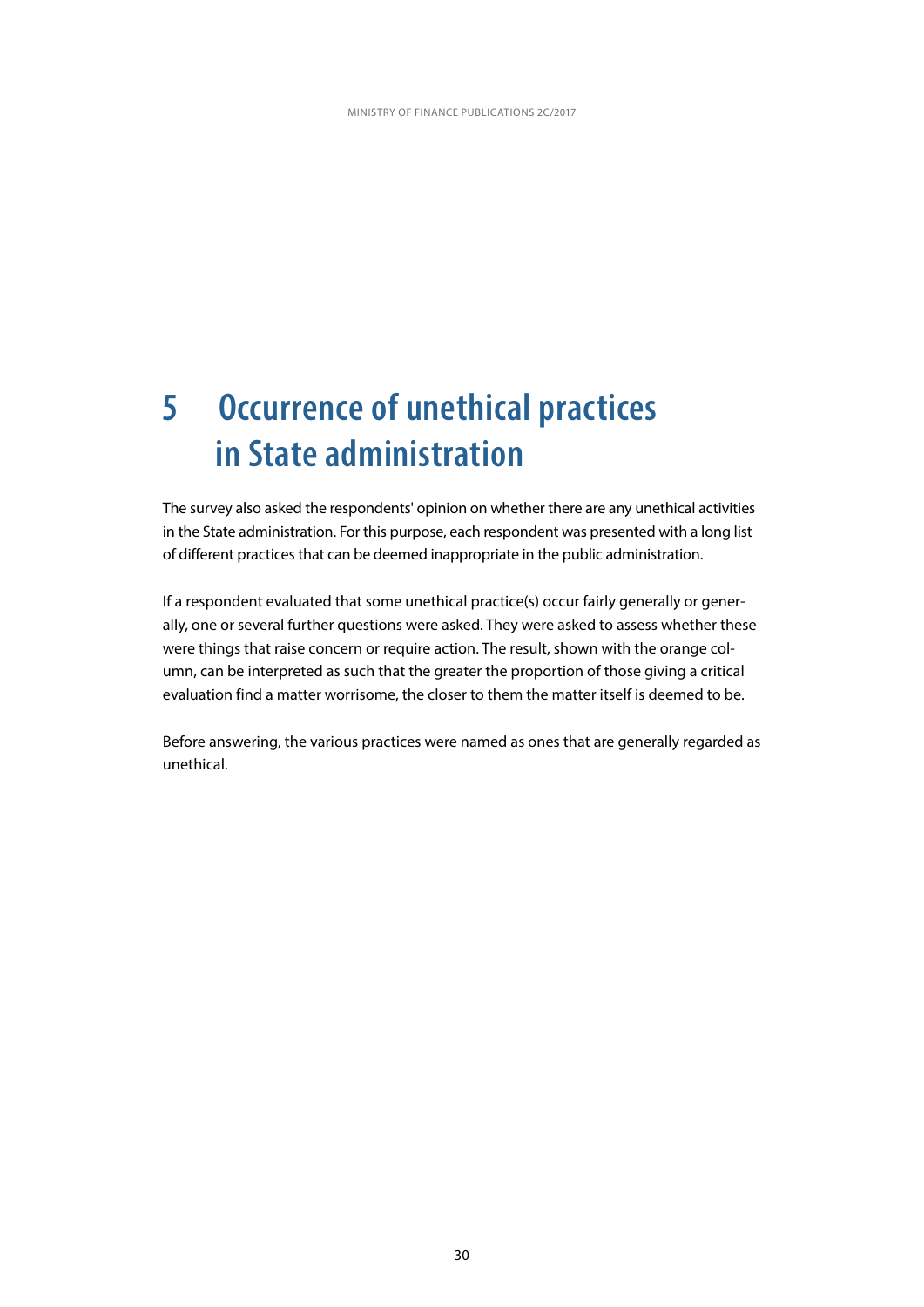# 5 Occurrence of unethical practices in State administration

The survey also asked the respondents' opinion on whether there are any unethical activities in the State administration. For this purpose, each respondent was presented with a long list of different practices that can be deemed inappropriate in the public administration.

If a respondent evaluated that some unethical practice(s) occur fairly generally or generally, one or several further questions were asked. They were asked to assess whether these were things that raise concern or require action. The result, shown with the orange column, can be interpreted as such that the greater the proportion of those giving a critical evaluation find a matter worrisome, the closer to them the matter itself is deemed to be.

Before answering, the various practices were named as ones that are generally regarded as unethical.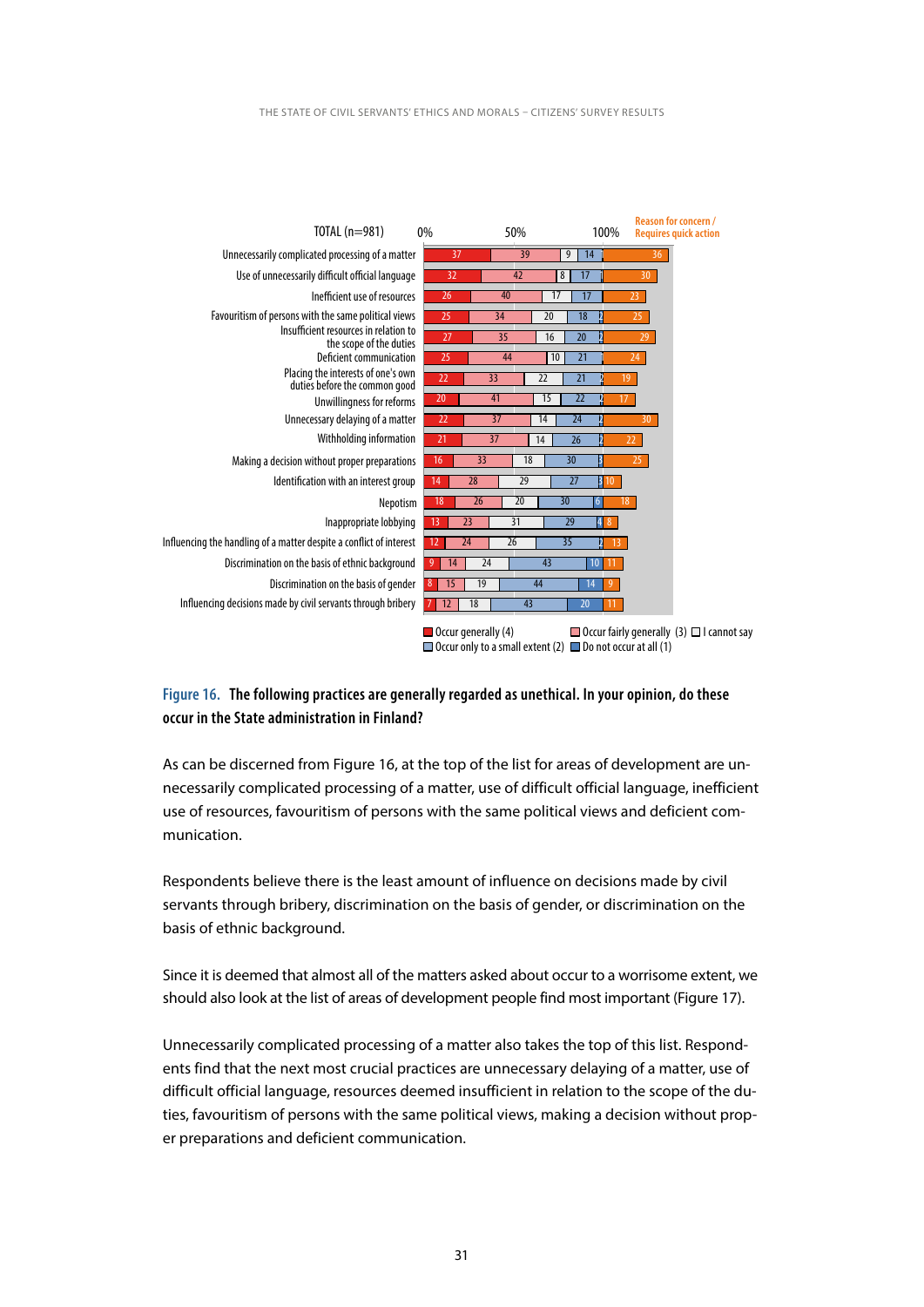| TOTAL (n=981) | Occur generally (4) | Occur fairly generally (3) | I cannot say | Occur only to a small extent (2) | Do not occur at all (1) | Reason for concern / Requires quick action |
|---|---|---|---|---|---|---|
| Unnecessarily complicated processing of a matter | 37 | 39 | 9 | 14 | 1 | 36 |
| Use of unnecessarily difficult official language | 32 | 42 | 8 | 17 | 1 | 30 |
| Inefficient use of resources | 26 | 40 | 17 | 17 | | 23 |
| Favouritism of persons with the same political views | 25 | 34 | 20 | 18 | 2 | 25 |
| Insufficient resources in relation to the scope of the duties | 27 | 35 | 16 | 20 | 2 | 29 |
| Deficient communication | 25 | 44 | 10 | 21 | | 24 |
| Placing the interests of one's own duties before the common good | 22 | 33 | 22 | 21 | 2 | 19 |
| Unwillingness for reforms | 20 | 41 | 15 | 22 | 2 | 17 |
| Unnecessary delaying of a matter | 22 | 37 | 14 | 24 | 2 | 30 |
| Withholding information | 21 | 37 | 14 | 26 | 2 | 22 |
| Making a decision without proper preparations | 16 | 33 | 18 | 30 | 3 | 25 |
| Identification with an interest group | 14 | 28 | 29 | 27 | 3 | 10 |
| Nepotism | 18 | 26 | 20 | 30 | 6 | 18 |
| Inappropriate lobbying | 13 | 23 | 31 | 29 | 4 | 8 |
| Influencing the handling of a matter despite a conflict of interest | 12 | 24 | 26 | 35 | 2 | 13 |
| Discrimination on the basis of ethnic background | 9 | 14 | 24 | 43 | 10 | 11 |
| Discrimination on the basis of gender | 8 | 15 | 19 | 44 | 14 | 9 |
| Influencing decisions made by civil servants through bribery | 7 | 12 | 18 | 43 | 20 | 11 |

**Figure 16. The following practices are generally regarded as unethical. In your opinion, do these occur in the State administration in Finland?**

As can be discerned from Figure 16, at the top of the list for areas of development are unnecessarily complicated processing of a matter, use of difficult official language, inefficient use of resources, favouritism of persons with the same political views and deficient communication.

Respondents believe there is the least amount of influence on decisions made by civil servants through bribery, discrimination on the basis of gender, or discrimination on the basis of ethnic background.

Since it is deemed that almost all of the matters asked about occur to a worrisome extent, we should also look at the list of areas of development people find most important (Figure 17).

Unnecessarily complicated processing of a matter also takes the top of this list. Respondents find that the next most crucial practices are unnecessary delaying of a matter, use of difficult official language, resources deemed insufficient in relation to the scope of the duties, favouritism of persons with the same political views, making a decision without proper preparations and deficient communication.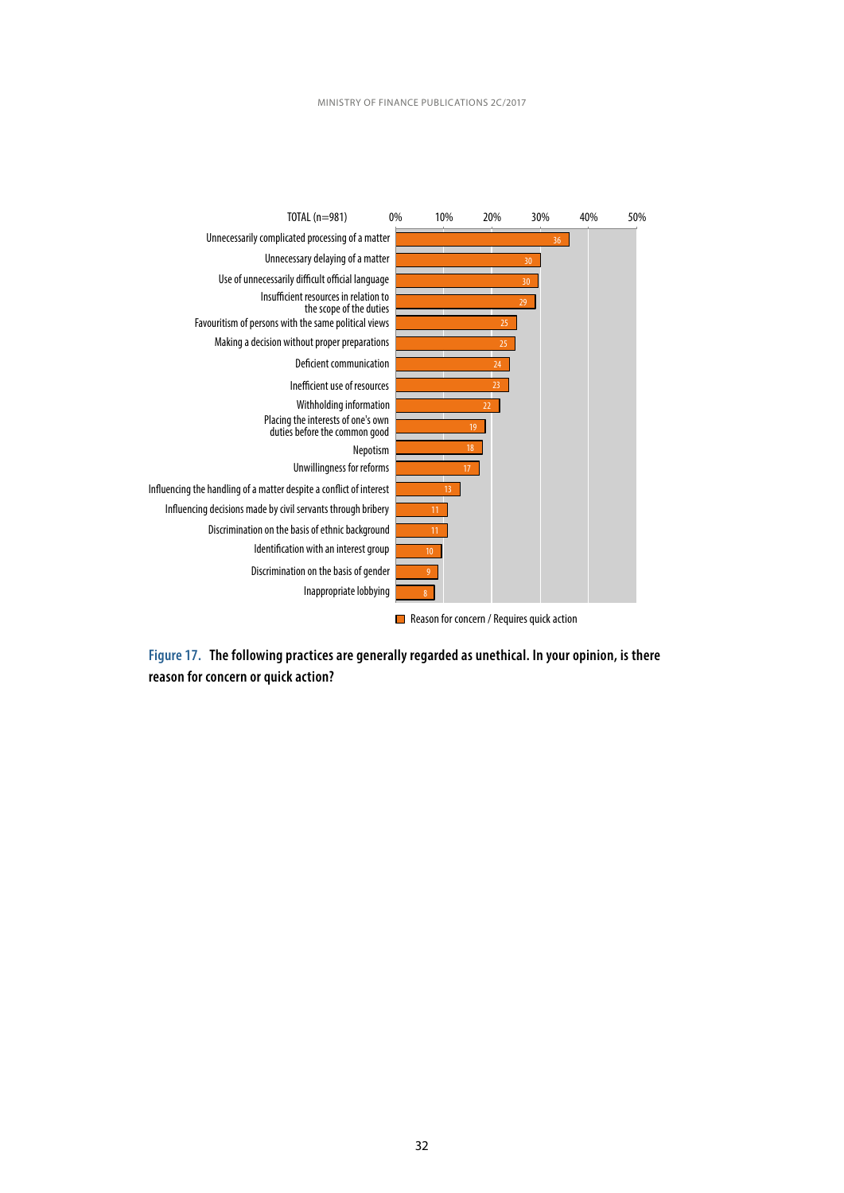TOTAL (n=981)

| Practice | Reason for concern / Requires quick action (%) |
|---|---|
| Unnecessarily complicated processing of a matter | 36 |
| Unnecessary delaying of a matter | 30 |
| Use of unnecessarily difficult official language | 30 |
| Insufficient resources in relation to the scope of the duties | 29 |
| Favouritism of persons with the same political views | 25 |
| Making a decision without proper preparations | 25 |
| Deficient communication | 24 |
| Inefficient use of resources | 23 |
| Withholding information | 22 |
| Placing the interests of one's own duties before the common good | 19 |
| Nepotism | 18 |
| Unwillingness for reforms | 17 |
| Influencing the handling of a matter despite a conflict of interest | 13 |
| Influencing decisions made by civil servants through bribery | 11 |
| Discrimination on the basis of ethnic background | 11 |
| Identification with an interest group | 10 |
| Discrimination on the basis of gender | 9 |
| Inappropriate lobbying | 8 |

**Figure 17. The following practices are generally regarded as unethical. In your opinion, is there reason for concern or quick action?**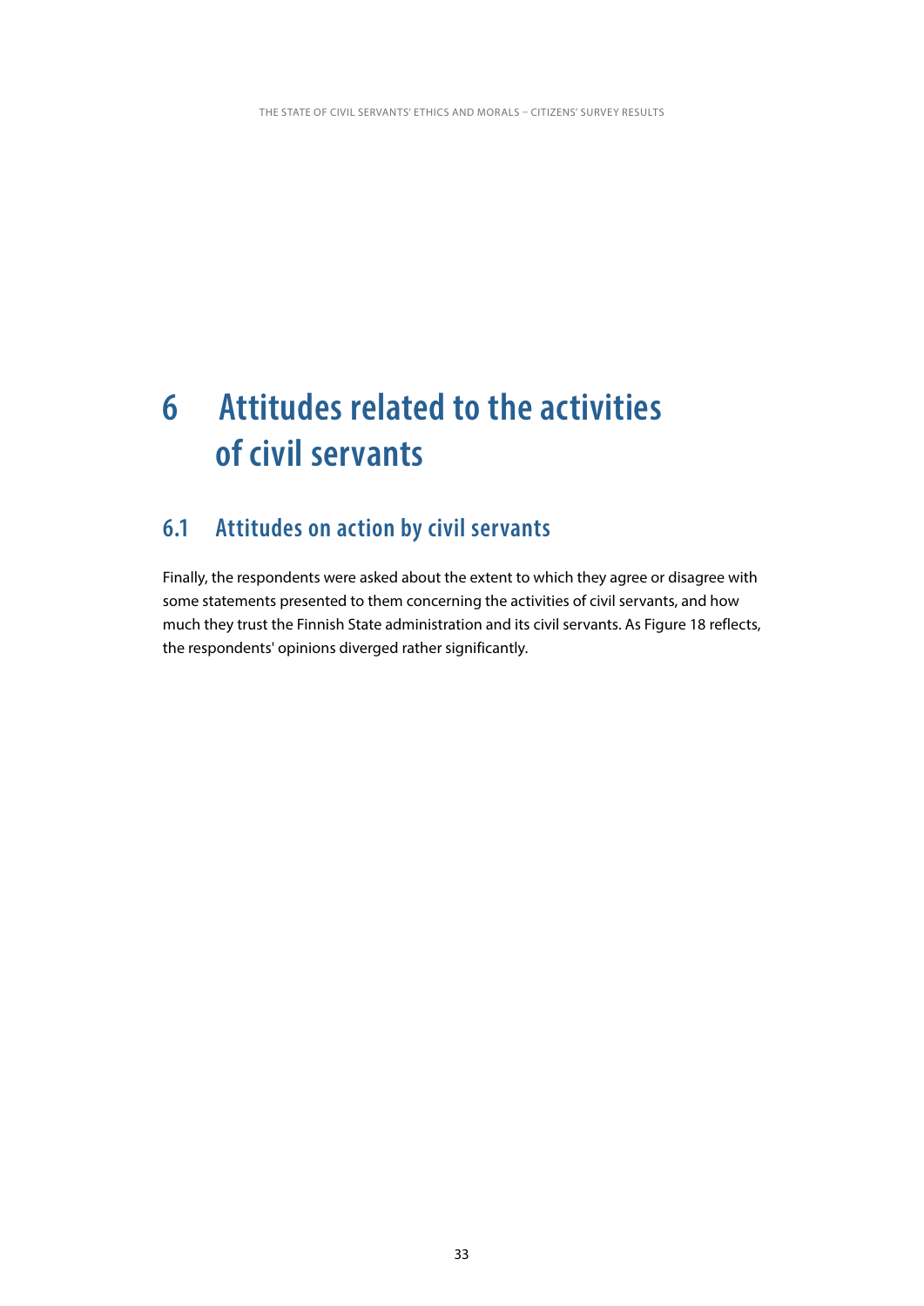# 6 Attitudes related to the activities of civil servants

## 6.1 Attitudes on action by civil servants

Finally, the respondents were asked about the extent to which they agree or disagree with some statements presented to them concerning the activities of civil servants, and how much they trust the Finnish State administration and its civil servants. As Figure 18 reflects, the respondents' opinions diverged rather significantly.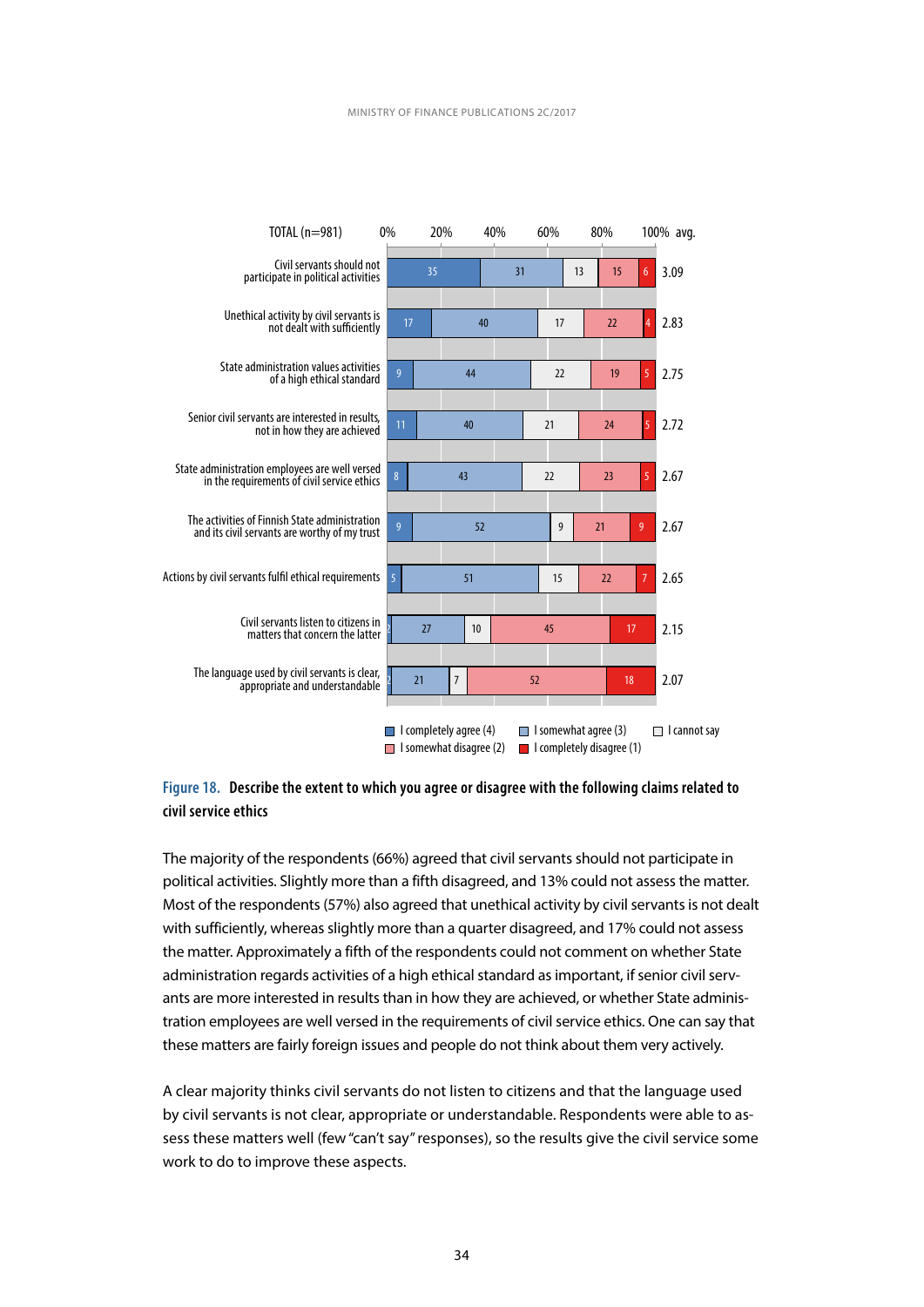| TOTAL (n=981) | I completely agree (4) | I somewhat agree (3) | I cannot say | I somewhat disagree (2) | I completely disagree (1) | avg. |
|---|---|---|---|---|---|---|
| Civil servants should not participate in political activities | 35 | 31 | 13 | 15 | 6 | 3.09 |
| Unethical activity by civil servants is not dealt with sufficiently | 17 | 40 | 17 | 22 | 4 | 2.83 |
| State administration values activities of a high ethical standard | 9 | 44 | 22 | 19 | 5 | 2.75 |
| Senior civil servants are interested in results, not in how they are achieved | 11 | 40 | 21 | 24 | 5 | 2.72 |
| State administration employees are well versed in the requirements of civil service ethics | 8 | 43 | 22 | 23 | 5 | 2.67 |
| The activities of Finnish State administration and its civil servants are worthy of my trust | 9 | 52 | 9 | 21 | 9 | 2.67 |
| Actions by civil servants fulfil ethical requirements | 5 | 51 | 15 | 22 | 7 | 2.65 |
| Civil servants listen to citizens in matters that concern the latter | 2 | 27 | 10 | 45 | 17 | 2.15 |
| The language used by civil servants is clear, appropriate and understandable | 2 | 21 | 7 | 52 | 18 | 2.07 |

**Figure 18. Describe the extent to which you agree or disagree with the following claims related to civil service ethics**

The majority of the respondents (66%) agreed that civil servants should not participate in political activities. Slightly more than a fifth disagreed, and 13% could not assess the matter. Most of the respondents (57%) also agreed that unethical activity by civil servants is not dealt with sufficiently, whereas slightly more than a quarter disagreed, and 17% could not assess the matter. Approximately a fifth of the respondents could not comment on whether State administration regards activities of a high ethical standard as important, if senior civil servants are more interested in results than in how they are achieved, or whether State administration employees are well versed in the requirements of civil service ethics. One can say that these matters are fairly foreign issues and people do not think about them very actively.

A clear majority thinks civil servants do not listen to citizens and that the language used by civil servants is not clear, appropriate or understandable. Respondents were able to assess these matters well (few "can't say" responses), so the results give the civil service some work to do to improve these aspects.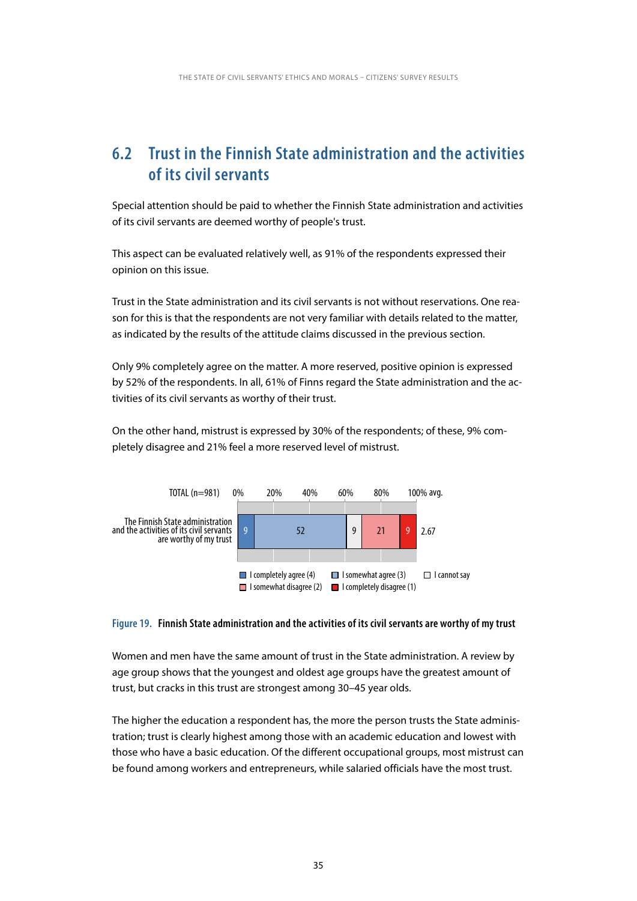## 6.2 Trust in the Finnish State administration and the activities of its civil servants

Special attention should be paid to whether the Finnish State administration and activities of its civil servants are deemed worthy of people's trust.

This aspect can be evaluated relatively well, as 91% of the respondents expressed their opinion on this issue.

Trust in the State administration and its civil servants is not without reservations. One reason for this is that the respondents are not very familiar with details related to the matter, as indicated by the results of the attitude claims discussed in the previous section.

Only 9% completely agree on the matter. A more reserved, positive opinion is expressed by 52% of the respondents. In all, 61% of Finns regard the State administration and the activities of its civil servants as worthy of their trust.

On the other hand, mistrust is expressed by 30% of the respondents; of these, 9% completely disagree and 21% feel a more reserved level of mistrust.

| TOTAL (n=981) | I completely agree (4) | I somewhat agree (3) | I cannot say | I somewhat disagree (2) | I completely disagree (1) | avg. |
|---|---|---|---|---|---|---|
| The Finnish State administration and the activities of its civil servants are worthy of my trust | 9 | 52 | 9 | 21 | 9 | 2.67 |

**Figure 19. Finnish State administration and the activities of its civil servants are worthy of my trust**

Women and men have the same amount of trust in the State administration. A review by age group shows that the youngest and oldest age groups have the greatest amount of trust, but cracks in this trust are strongest among 30–45 year olds.

The higher the education a respondent has, the more the person trusts the State administration; trust is clearly highest among those with an academic education and lowest with those who have a basic education. Of the different occupational groups, most mistrust can be found among workers and entrepreneurs, while salaried officials have the most trust.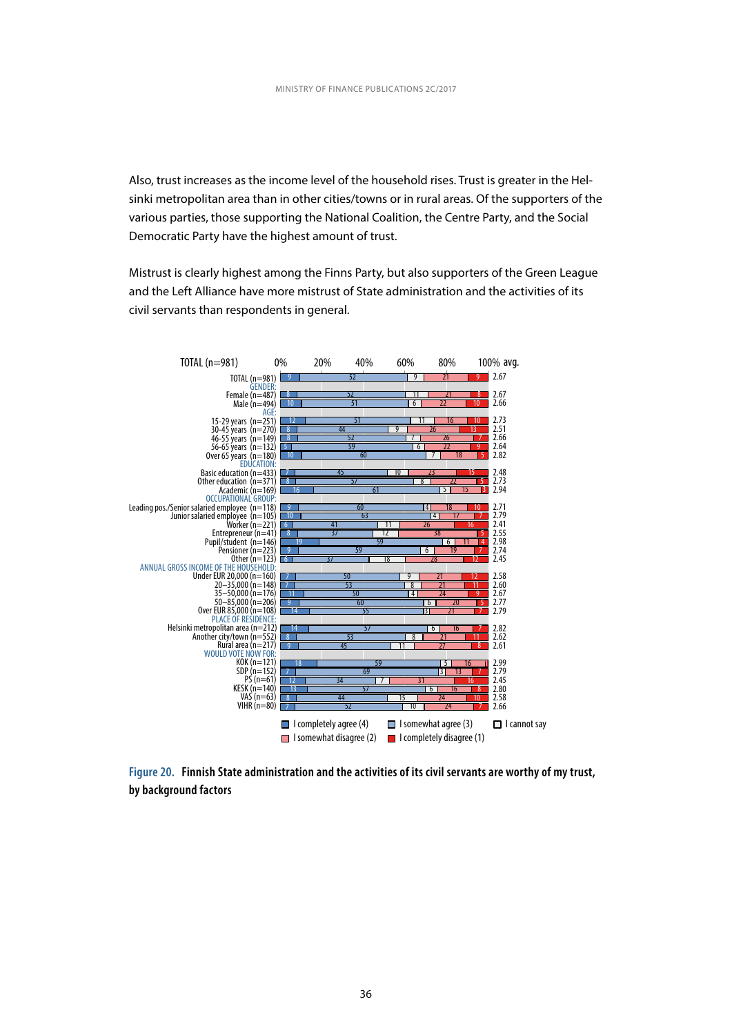Also, trust increases as the income level of the household rises. Trust is greater in the Helsinki metropolitan area than in other cities/towns or in rural areas. Of the supporters of the various parties, those supporting the National Coalition, the Centre Party, and the Social Democratic Party have the highest amount of trust.

Mistrust is clearly highest among the Finns Party, but also supporters of the Green League and the Left Alliance have more mistrust of State administration and the activities of its civil servants than respondents in general.

TOTAL (n=981)

| | I completely agree (4) | I somewhat agree (3) | I cannot say | I somewhat disagree (2) | I completely disagree (1) | avg. |
|---|---|---|---|---|---|---|
| TOTAL (n=981) | 9 | 52 | 9 | 21 | 9 | 2.67 |
| **GENDER:** | | | | | | |
| Female (n=487) | 8 | 52 | 11 | 21 | 8 | 2.67 |
| Male (n=494) | 10 | 51 | 6 | 22 | 10 | 2.66 |
| **AGE:** | | | | | | |
| 15-29 years (n=251) | 12 | 51 | 11 | 16 | 10 | 2.73 |
| 30-45 years (n=270) | 8 | 44 | 9 | 26 | 13 | 2.51 |
| 46-55 years (n=149) | 8 | 52 | 7 | 26 | 7 | 2.66 |
| 56-65 years (n=132) | 5 | 59 | 6 | 22 | 9 | 2.64 |
| Over 65 years (n=180) | 10 | 60 | 7 | 18 | 5 | 2.82 |
| **EDUCATION:** | | | | | | |
| Basic education (n=433) | 7 | 45 | 10 | 23 | 15 | 2.48 |
| Other education (n=371) | 8 | 57 | 8 | 22 | 5 | 2.73 |
| Academic (n=169) | 16 | 61 | 5 | 15 | 3 | 2.94 |
| **OCCUPATIONAL GROUP:** | | | | | | |
| Leading pos./Senior salaried employee (n=118) | 9 | 60 | 4 | 18 | 10 | 2.71 |
| Junior salaried employee (n=105) | 10 | 63 | 4 | 17 | 7 | 2.79 |
| Worker (n=221) | 6 | 41 | 11 | 26 | 16 | 2.41 |
| Entrepreneur (n=41) | 8 | 37 | 12 | 38 | 5 | 2.55 |
| Pupil/student (n=146) | 19 | 59 | 6 | 11 | 4 | 2.98 |
| Pensioner (n=223) | 9 | 59 | 6 | 19 | 7 | 2.74 |
| Other (n=123) | 6 | 37 | 18 | 28 | 12 | 2.45 |
| **ANNUAL GROSS INCOME OF THE HOUSEHOLD:** | | | | | | |
| Under EUR 20,000 (n=160) | 7 | 50 | 9 | 21 | 12 | 2.58 |
| 20–35,000 (n=148) | 7 | 53 | 8 | 21 | 11 | 2.60 |
| 35–50,000 (n=176) | 11 | 50 | 4 | 24 | 9 | 2.67 |
| 50–85,000 (n=206) | 9 | 60 | 6 | 20 | 5 | 2.77 |
| Over EUR 85,000 (n=108) | 14 | 55 | 3 | 21 | 7 | 2.79 |
| **PLACE OF RESIDENCE:** | | | | | | |
| Helsinki metropolitan area (n=212) | 14 | 57 | 6 | 16 | 7 | 2.82 |
| Another city/town (n=552) | 8 | 53 | 8 | 21 | 11 | 2.62 |
| Rural area (n=217) | 9 | 45 | 11 | 27 | 8 | 2.61 |
| **WOULD VOTE NOW FOR:** | | | | | | |
| KOK (n=121) | 18 | 59 | 5 | 16 | | 2.99 |
| SDP (n=152) | 7 | 69 | 3 | 13 | 7 | 2.79 |
| PS (n=61) | 12 | 34 | 7 | 31 | 16 | 2.45 |
| KESK (n=140) | 13 | 57 | 6 | 16 | 8 | 2.80 |
| VAS (n=63) | 8 | 44 | 15 | 24 | 10 | 2.58 |
| VIHR (n=80) | 7 | 52 | 10 | 24 | 7 | 2.66 |

**Figure 20. Finnish State administration and the activities of its civil servants are worthy of my trust, by background factors**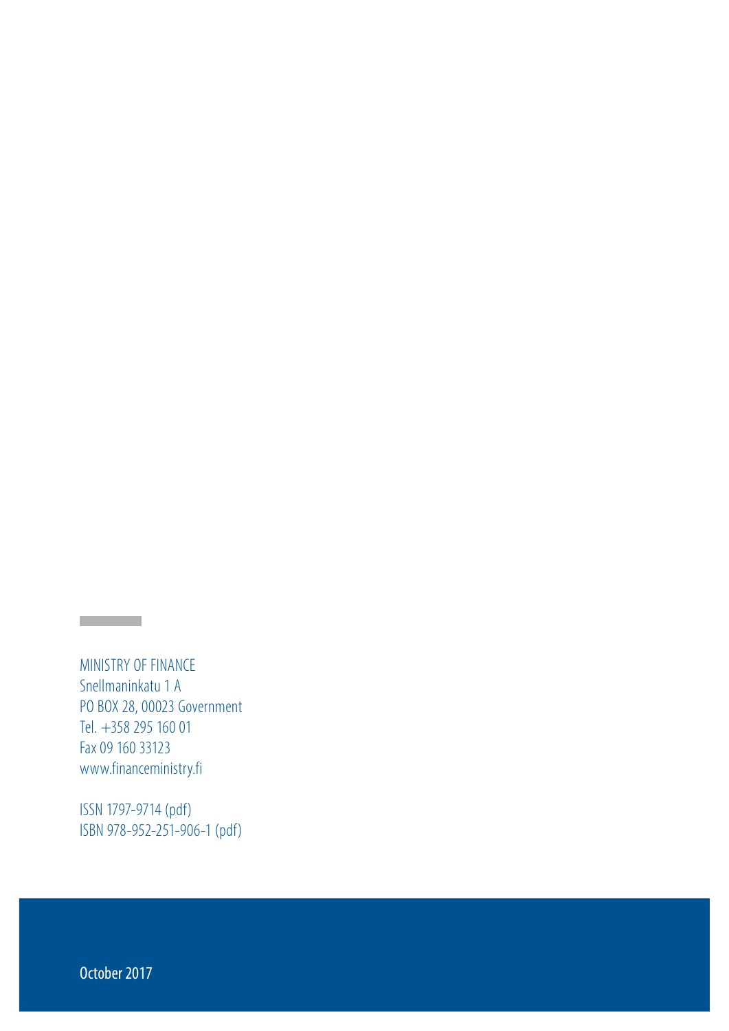MINISTRY OF FINANCE
Snellmaninkatu 1 A
PO BOX 28, 00023 Government
Tel. +358 295 160 01
Fax 09 160 33123
www.financeministry.fi

ISSN 1797-9714 (pdf)
ISBN 978-952-251-906-1 (pdf)

October 2017